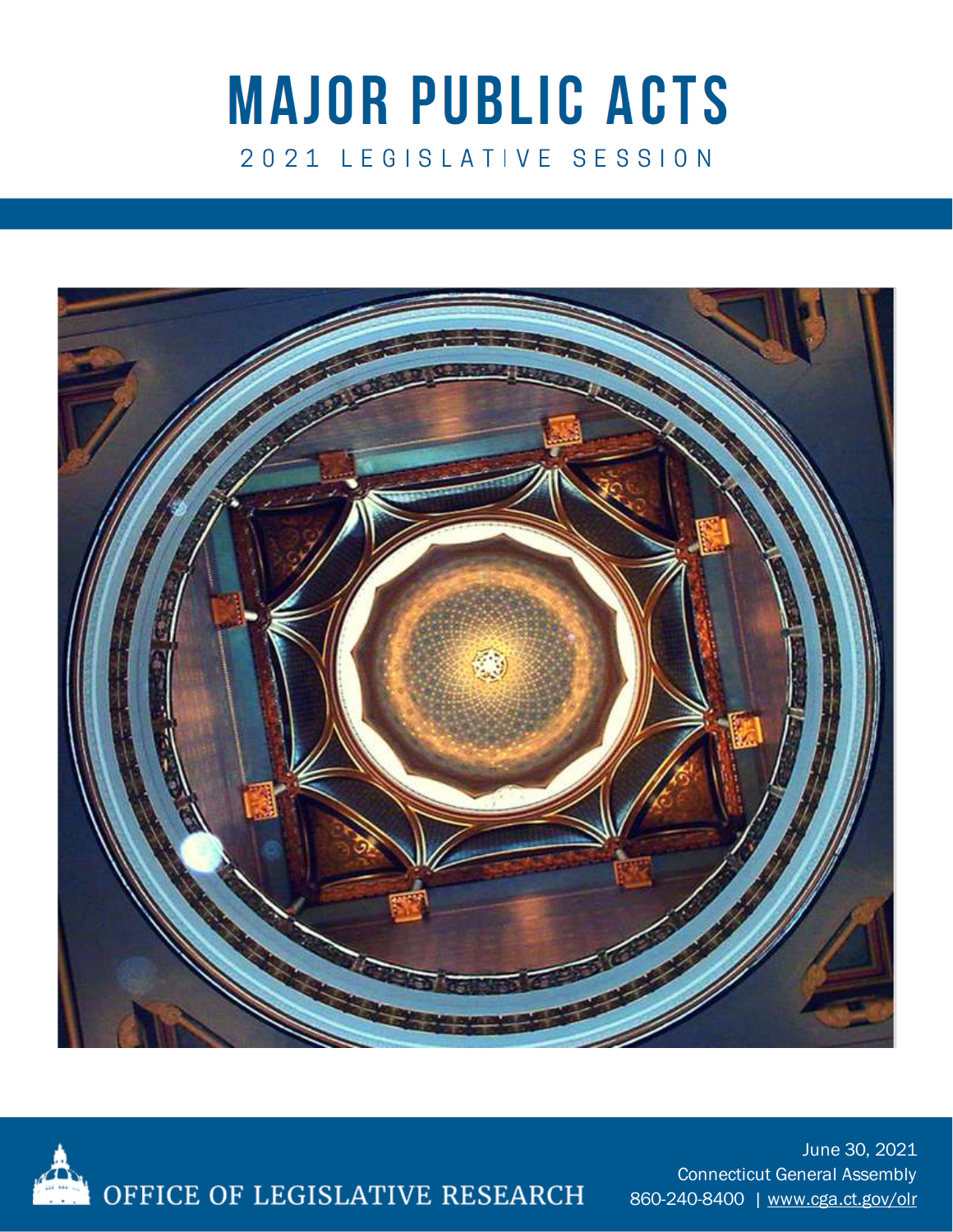# MAJOR PUBLIC ACTS

2021 LEGISLATIVE SESSION

OFFICE OF LEGISLATIVE RESEARCH

June 30, 2021

Connecticut General Assembly

860-240-8400 | www.cga.ct.gov/olr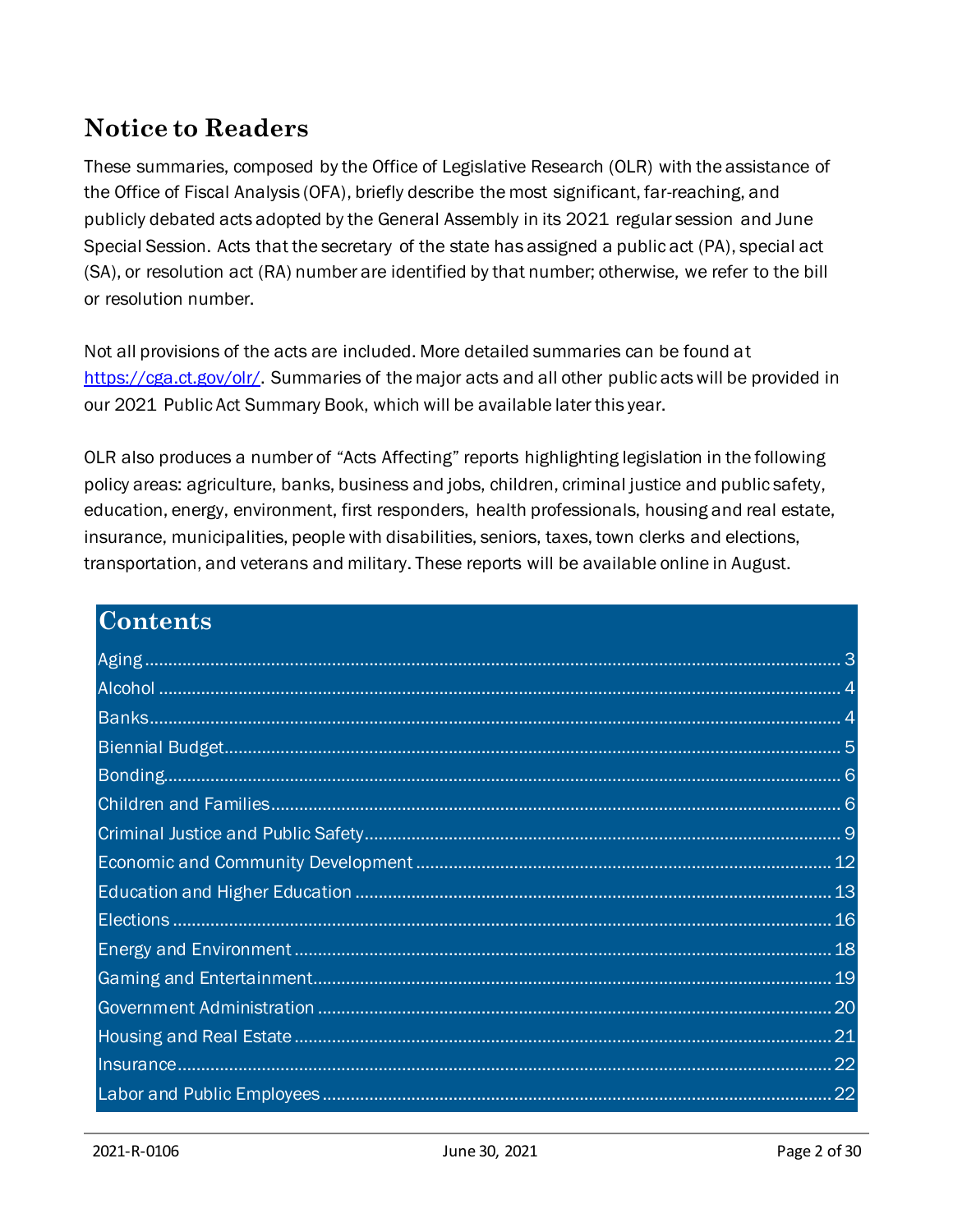## Notice to Readers

These summaries, composed by the Office of Legislative Research (OLR) with the assistance of the Office of Fiscal Analysis (OFA), briefly describe the most significant, far-reaching, and publicly debated acts adopted by the General Assembly in its 2021 regular session and June Special Session. Acts that the secretary of the state has assigned a public act (PA), special act (SA), or resolution act (RA) number are identified by that number; otherwise, we refer to the bill or resolution number.

Not all provisions of the acts are included. More detailed summaries can be found at [https://cga.ct.gov/olr/](https://cga.ct.gov/olr/). Summaries of the major acts and all other public acts will be provided in our 2021 Public Act Summary Book, which will be available later this year.

OLR also produces a number of "Acts Affecting" reports highlighting legislation in the following policy areas: agriculture, banks, business and jobs, children, criminal justice and public safety, education, energy, environment, first responders, health professionals, housing and real estate, insurance, municipalities, people with disabilities, seniors, taxes, town clerks and elections, transportation, and veterans and military. These reports will be available online in August.

## Contents

- Aging ... 3
- Alcohol ... 4
- Banks ... 4
- Biennial Budget ... 5
- Bonding ... 6
- Children and Families ... 6
- Criminal Justice and Public Safety ... 9
- Economic and Community Development ... 12
- Education and Higher Education ... 13
- Elections ... 16
- Energy and Environment ... 18
- Gaming and Entertainment ... 19
- Government Administration ... 20
- Housing and Real Estate ... 21
- Insurance ... 22
- Labor and Public Employees ... 22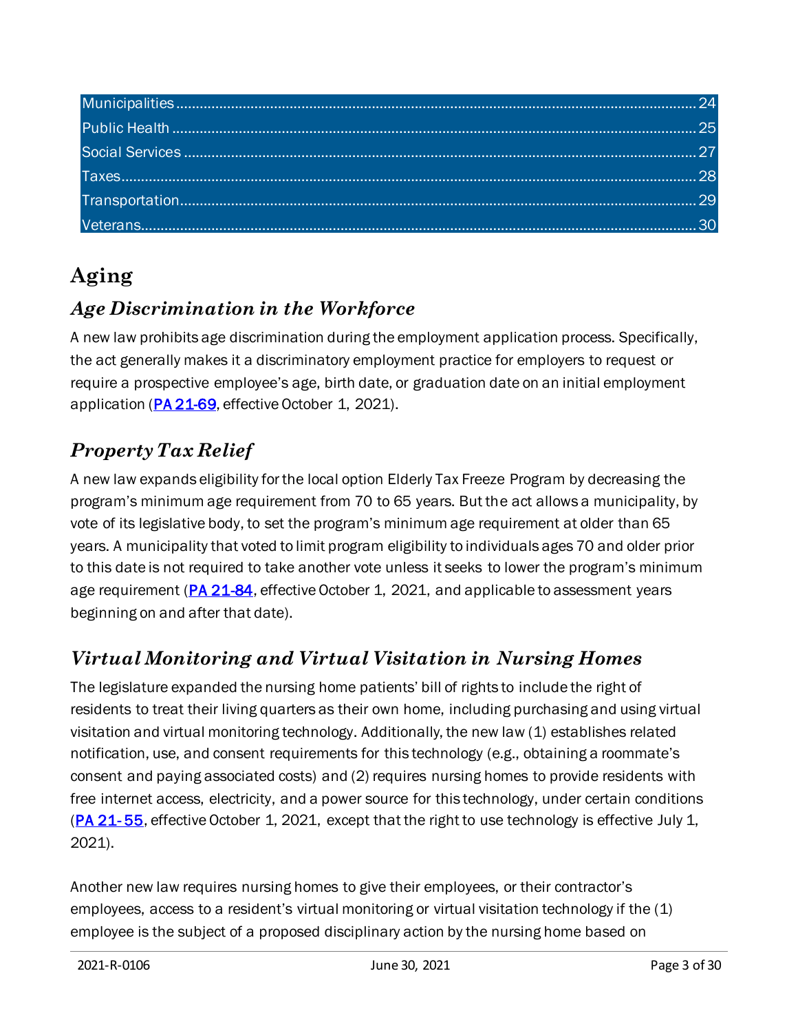| | |
|---|---|
| Municipalities | 24 |
| Public Health | 25 |
| Social Services | 27 |
| Taxes | 28 |
| Transportation | 29 |
| Veterans | 30 |

# Aging

## *Age Discrimination in the Workforce*

A new law prohibits age discrimination during the employment application process. Specifically, the act generally makes it a discriminatory employment practice for employers to request or require a prospective employee's age, birth date, or graduation date on an initial employment application (**PA 21-69**, effective October 1, 2021).

## *Property Tax Relief*

A new law expands eligibility for the local option Elderly Tax Freeze Program by decreasing the program's minimum age requirement from 70 to 65 years. But the act allows a municipality, by vote of its legislative body, to set the program's minimum age requirement at older than 65 years. A municipality that voted to limit program eligibility to individuals ages 70 and older prior to this date is not required to take another vote unless it seeks to lower the program's minimum age requirement (**PA 21-84**, effective October 1, 2021, and applicable to assessment years beginning on and after that date).

## *Virtual Monitoring and Virtual Visitation in Nursing Homes*

The legislature expanded the nursing home patients' bill of rights to include the right of residents to treat their living quarters as their own home, including purchasing and using virtual visitation and virtual monitoring technology. Additionally, the new law (1) establishes related notification, use, and consent requirements for this technology (e.g., obtaining a roommate's consent and paying associated costs) and (2) requires nursing homes to provide residents with free internet access, electricity, and a power source for this technology, under certain conditions (**PA 21-55**, effective October 1, 2021, except that the right to use technology is effective July 1, 2021).

Another new law requires nursing homes to give their employees, or their contractor's employees, access to a resident's virtual monitoring or virtual visitation technology if the (1) employee is the subject of a proposed disciplinary action by the nursing home based on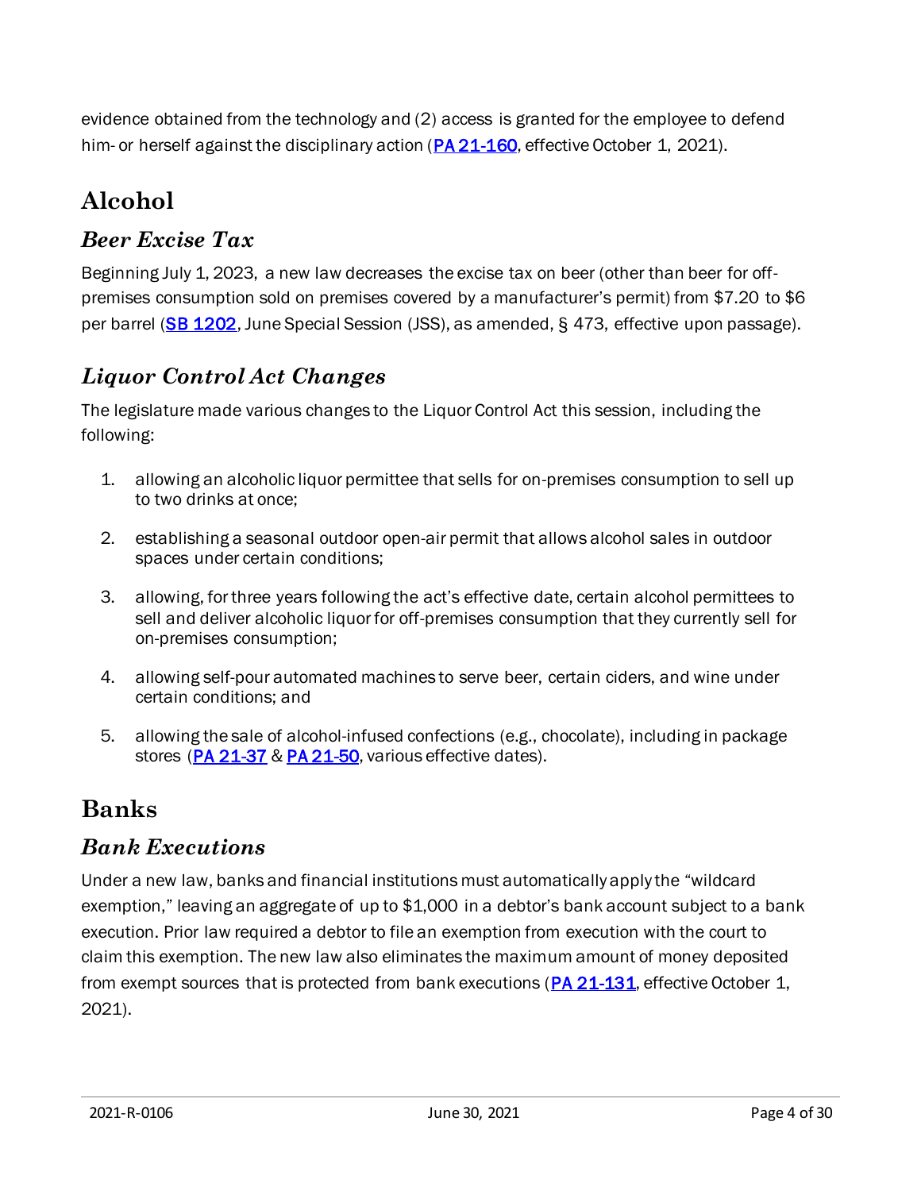evidence obtained from the technology and (2) access is granted for the employee to defend him- or herself against the disciplinary action (PA 21-160, effective October 1, 2021).

# Alcohol

## *Beer Excise Tax*

Beginning July 1, 2023, a new law decreases the excise tax on beer (other than beer for off-premises consumption sold on premises covered by a manufacturer's permit) from $7.20 to $6 per barrel (SB 1202, June Special Session (JSS), as amended, § 473, effective upon passage).

## *Liquor Control Act Changes*

The legislature made various changes to the Liquor Control Act this session, including the following:

1. allowing an alcoholic liquor permittee that sells for on-premises consumption to sell up to two drinks at once;
2. establishing a seasonal outdoor open-air permit that allows alcohol sales in outdoor spaces under certain conditions;
3. allowing, for three years following the act's effective date, certain alcohol permittees to sell and deliver alcoholic liquor for off-premises consumption that they currently sell for on-premises consumption;
4. allowing self-pour automated machines to serve beer, certain ciders, and wine under certain conditions; and
5. allowing the sale of alcohol-infused confections (e.g., chocolate), including in package stores (PA 21-37 & PA 21-50, various effective dates).

# Banks

## *Bank Executions*

Under a new law, banks and financial institutions must automatically apply the "wildcard exemption," leaving an aggregate of up to $1,000 in a debtor's bank account subject to a bank execution. Prior law required a debtor to file an exemption from execution with the court to claim this exemption. The new law also eliminates the maximum amount of money deposited from exempt sources that is protected from bank executions (PA 21-131, effective October 1, 2021).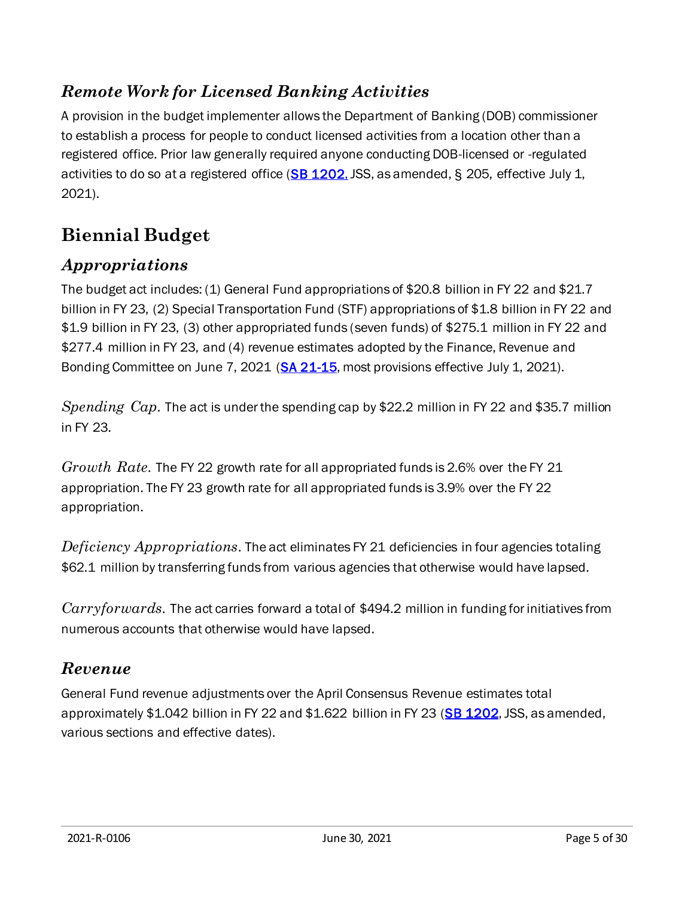### *Remote Work for Licensed Banking Activities*

A provision in the budget implementer allows the Department of Banking (DOB) commissioner to establish a process for people to conduct licensed activities from a location other than a registered office. Prior law generally required anyone conducting DOB-licensed or -regulated activities to do so at a registered office (**SB 1202**, JSS, as amended, § 205, effective July 1, 2021).

## Biennial Budget

### *Appropriations*

The budget act includes: (1) General Fund appropriations of $20.8 billion in FY 22 and $21.7 billion in FY 23, (2) Special Transportation Fund (STF) appropriations of $1.8 billion in FY 22 and $1.9 billion in FY 23, (3) other appropriated funds (seven funds) of $275.1 million in FY 22 and $277.4 million in FY 23, and (4) revenue estimates adopted by the Finance, Revenue and Bonding Committee on June 7, 2021 (**SA 21-15**, most provisions effective July 1, 2021).

*Spending Cap*. The act is under the spending cap by $22.2 million in FY 22 and $35.7 million in FY 23.

*Growth Rate*. The FY 22 growth rate for all appropriated funds is 2.6% over the FY 21 appropriation. The FY 23 growth rate for all appropriated funds is 3.9% over the FY 22 appropriation.

*Deficiency Appropriations*. The act eliminates FY 21 deficiencies in four agencies totaling $62.1 million by transferring funds from various agencies that otherwise would have lapsed.

*Carryforwards*. The act carries forward a total of $494.2 million in funding for initiatives from numerous accounts that otherwise would have lapsed.

### *Revenue*

General Fund revenue adjustments over the April Consensus Revenue estimates total approximately $1.042 billion in FY 22 and $1.622 billion in FY 23 (**SB 1202**, JSS, as amended, various sections and effective dates).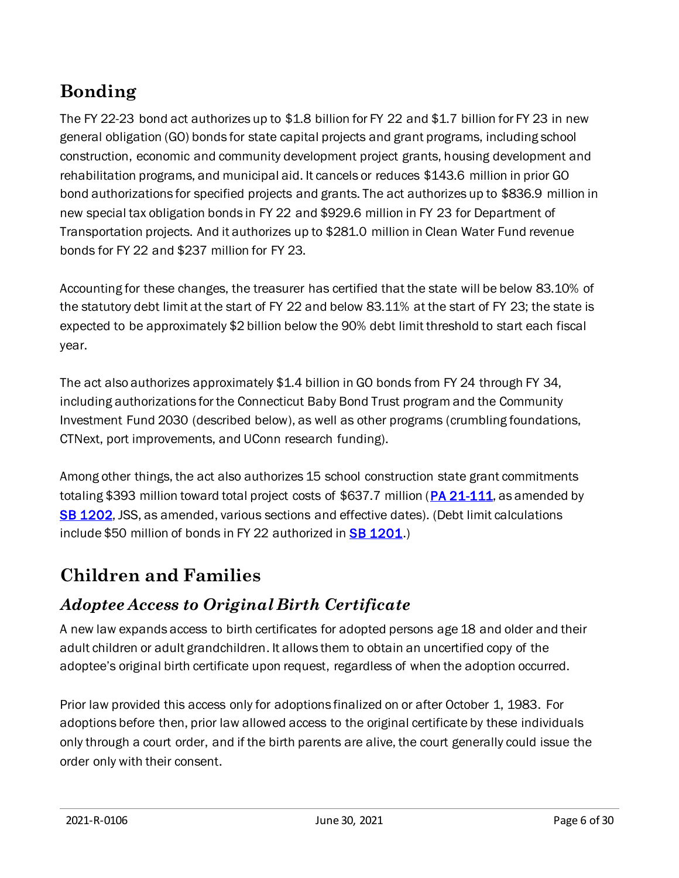# Bonding

The FY 22-23 bond act authorizes up to $1.8 billion for FY 22 and $1.7 billion for FY 23 in new general obligation (GO) bonds for state capital projects and grant programs, including school construction, economic and community development project grants, housing development and rehabilitation programs, and municipal aid. It cancels or reduces $143.6 million in prior GO bond authorizations for specified projects and grants. The act authorizes up to $836.9 million in new special tax obligation bonds in FY 22 and $929.6 million in FY 23 for Department of Transportation projects. And it authorizes up to $281.0 million in Clean Water Fund revenue bonds for FY 22 and $237 million for FY 23.

Accounting for these changes, the treasurer has certified that the state will be below 83.10% of the statutory debt limit at the start of FY 22 and below 83.11% at the start of FY 23; the state is expected to be approximately $2 billion below the 90% debt limit threshold to start each fiscal year.

The act also authorizes approximately $1.4 billion in GO bonds from FY 24 through FY 34, including authorizations for the Connecticut Baby Bond Trust program and the Community Investment Fund 2030 (described below), as well as other programs (crumbling foundations, CTNext, port improvements, and UConn research funding).

Among other things, the act also authorizes 15 school construction state grant commitments totaling $393 million toward total project costs of $637.7 million (**PA 21-111**, as amended by **SB 1202**, JSS, as amended, various sections and effective dates). (Debt limit calculations include $50 million of bonds in FY 22 authorized in **SB 1201**.)

# Children and Families

## *Adoptee Access to Original Birth Certificate*

A new law expands access to birth certificates for adopted persons age 18 and older and their adult children or adult grandchildren. It allows them to obtain an uncertified copy of the adoptee's original birth certificate upon request, regardless of when the adoption occurred.

Prior law provided this access only for adoptions finalized on or after October 1, 1983. For adoptions before then, prior law allowed access to the original certificate by these individuals only through a court order, and if the birth parents are alive, the court generally could issue the order only with their consent.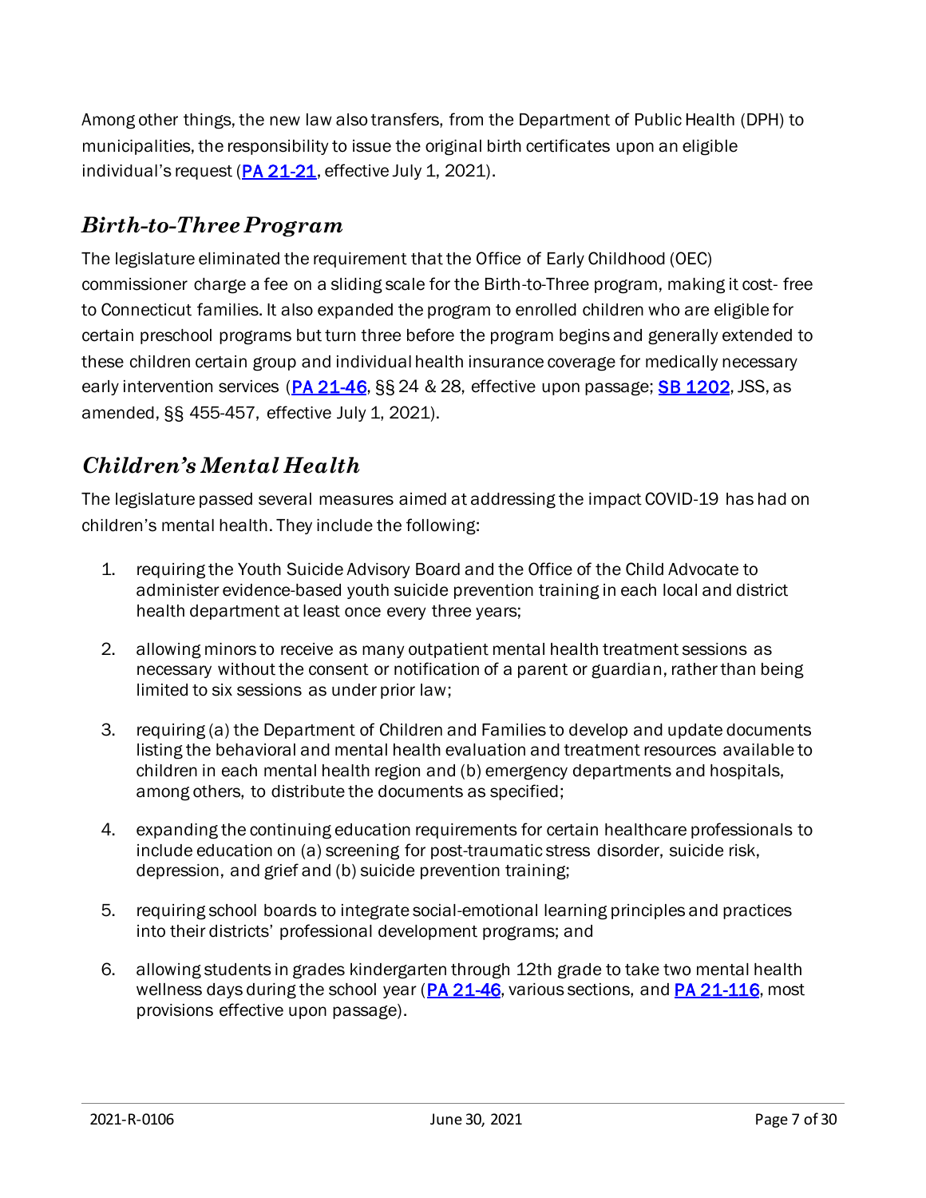Among other things, the new law also transfers, from the Department of Public Health (DPH) to municipalities, the responsibility to issue the original birth certificates upon an eligible individual's request (PA 21-21, effective July 1, 2021).

## *Birth-to-Three Program*

The legislature eliminated the requirement that the Office of Early Childhood (OEC) commissioner charge a fee on a sliding scale for the Birth-to-Three program, making it cost- free to Connecticut families. It also expanded the program to enrolled children who are eligible for certain preschool programs but turn three before the program begins and generally extended to these children certain group and individual health insurance coverage for medically necessary early intervention services (PA 21-46, §§ 24 & 28, effective upon passage; SB 1202, JSS, as amended, §§ 455-457, effective July 1, 2021).

## *Children's Mental Health*

The legislature passed several measures aimed at addressing the impact COVID-19 has had on children's mental health. They include the following:

1. requiring the Youth Suicide Advisory Board and the Office of the Child Advocate to administer evidence-based youth suicide prevention training in each local and district health department at least once every three years;
2. allowing minors to receive as many outpatient mental health treatment sessions as necessary without the consent or notification of a parent or guardian, rather than being limited to six sessions as under prior law;
3. requiring (a) the Department of Children and Families to develop and update documents listing the behavioral and mental health evaluation and treatment resources available to children in each mental health region and (b) emergency departments and hospitals, among others, to distribute the documents as specified;
4. expanding the continuing education requirements for certain healthcare professionals to include education on (a) screening for post-traumatic stress disorder, suicide risk, depression, and grief and (b) suicide prevention training;
5. requiring school boards to integrate social-emotional learning principles and practices into their districts' professional development programs; and
6. allowing students in grades kindergarten through 12th grade to take two mental health wellness days during the school year (PA 21-46, various sections, and PA 21-116, most provisions effective upon passage).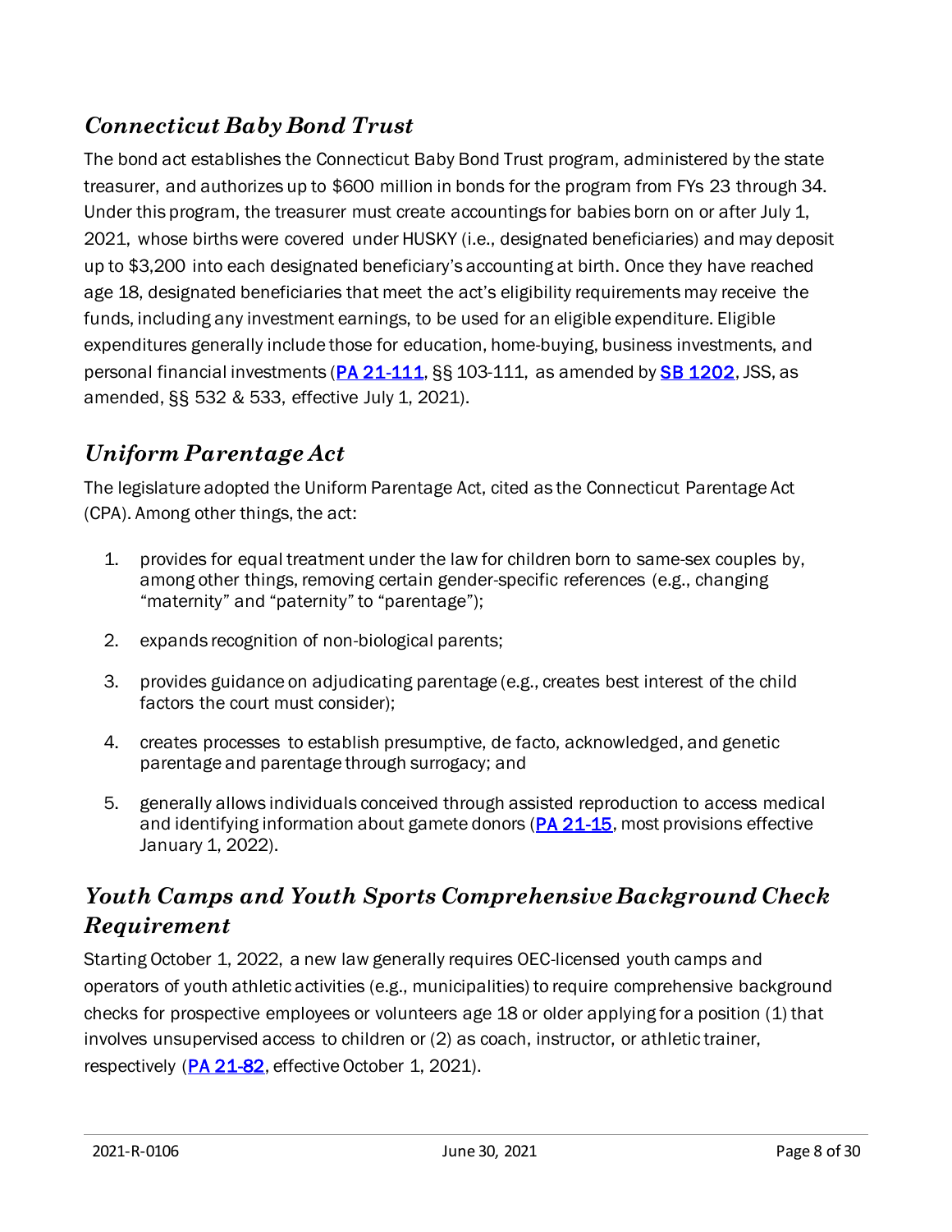## *Connecticut Baby Bond Trust*

The bond act establishes the Connecticut Baby Bond Trust program, administered by the state treasurer, and authorizes up to $600 million in bonds for the program from FYs 23 through 34. Under this program, the treasurer must create accountings for babies born on or after July 1, 2021, whose births were covered under HUSKY (i.e., designated beneficiaries) and may deposit up to $3,200 into each designated beneficiary's accounting at birth. Once they have reached age 18, designated beneficiaries that meet the act's eligibility requirements may receive the funds, including any investment earnings, to be used for an eligible expenditure. Eligible expenditures generally include those for education, home-buying, business investments, and personal financial investments (PA 21-111, §§ 103-111, as amended by SB 1202, JSS, as amended, §§ 532 & 533, effective July 1, 2021).

## *Uniform Parentage Act*

The legislature adopted the Uniform Parentage Act, cited as the Connecticut Parentage Act (CPA). Among other things, the act:

1. provides for equal treatment under the law for children born to same-sex couples by, among other things, removing certain gender-specific references (e.g., changing "maternity" and "paternity" to "parentage");
2. expands recognition of non-biological parents;
3. provides guidance on adjudicating parentage (e.g., creates best interest of the child factors the court must consider);
4. creates processes to establish presumptive, de facto, acknowledged, and genetic parentage and parentage through surrogacy; and
5. generally allows individuals conceived through assisted reproduction to access medical and identifying information about gamete donors (PA 21-15, most provisions effective January 1, 2022).

## *Youth Camps and Youth Sports Comprehensive Background Check Requirement*

Starting October 1, 2022, a new law generally requires OEC-licensed youth camps and operators of youth athletic activities (e.g., municipalities) to require comprehensive background checks for prospective employees or volunteers age 18 or older applying for a position (1) that involves unsupervised access to children or (2) as coach, instructor, or athletic trainer, respectively (PA 21-82, effective October 1, 2021).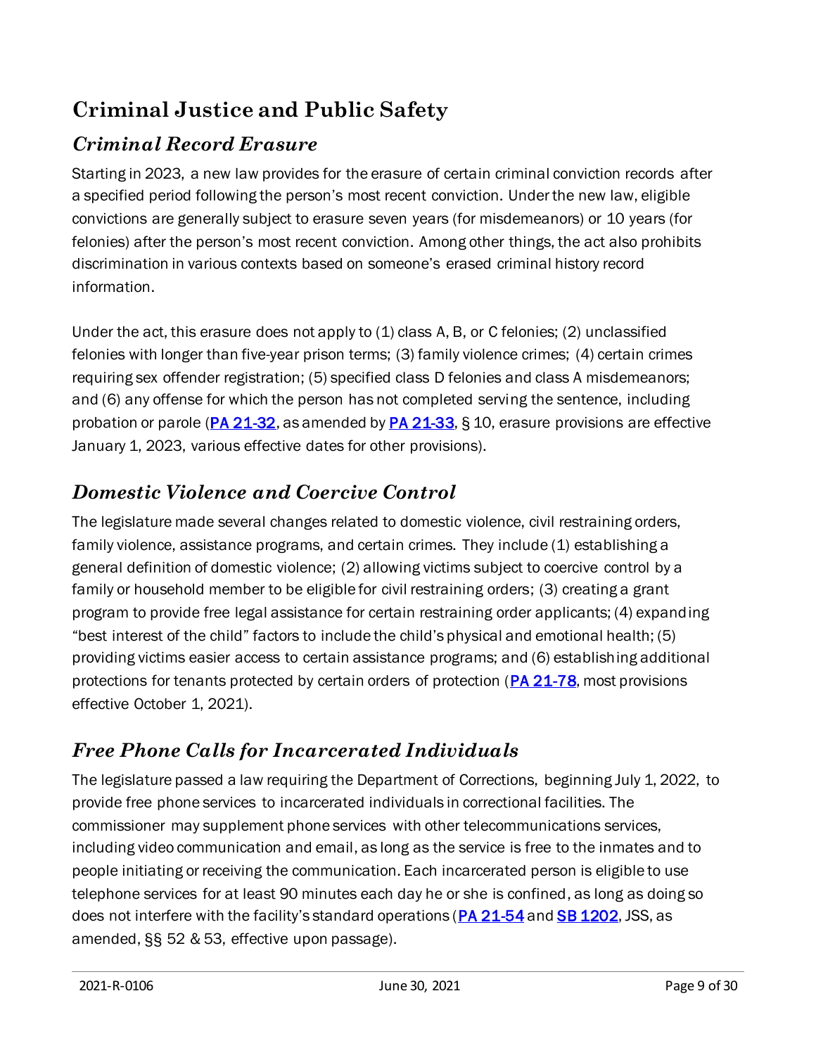# Criminal Justice and Public Safety

## *Criminal Record Erasure*

Starting in 2023, a new law provides for the erasure of certain criminal conviction records after a specified period following the person's most recent conviction. Under the new law, eligible convictions are generally subject to erasure seven years (for misdemeanors) or 10 years (for felonies) after the person's most recent conviction. Among other things, the act also prohibits discrimination in various contexts based on someone's erased criminal history record information.

Under the act, this erasure does not apply to (1) class A, B, or C felonies; (2) unclassified felonies with longer than five-year prison terms; (3) family violence crimes; (4) certain crimes requiring sex offender registration; (5) specified class D felonies and class A misdemeanors; and (6) any offense for which the person has not completed serving the sentence, including probation or parole (**PA 21-32**, as amended by **PA 21-33**, § 10, erasure provisions are effective January 1, 2023, various effective dates for other provisions).

## *Domestic Violence and Coercive Control*

The legislature made several changes related to domestic violence, civil restraining orders, family violence, assistance programs, and certain crimes. They include (1) establishing a general definition of domestic violence; (2) allowing victims subject to coercive control by a family or household member to be eligible for civil restraining orders; (3) creating a grant program to provide free legal assistance for certain restraining order applicants; (4) expanding "best interest of the child" factors to include the child's physical and emotional health; (5) providing victims easier access to certain assistance programs; and (6) establishing additional protections for tenants protected by certain orders of protection (**PA 21-78**, most provisions effective October 1, 2021).

## *Free Phone Calls for Incarcerated Individuals*

The legislature passed a law requiring the Department of Corrections, beginning July 1, 2022, to provide free phone services to incarcerated individuals in correctional facilities. The commissioner may supplement phone services with other telecommunications services, including video communication and email, as long as the service is free to the inmates and to people initiating or receiving the communication. Each incarcerated person is eligible to use telephone services for at least 90 minutes each day he or she is confined, as long as doing so does not interfere with the facility's standard operations (**PA 21-54** and **SB 1202**, JSS, as amended, §§ 52 & 53, effective upon passage).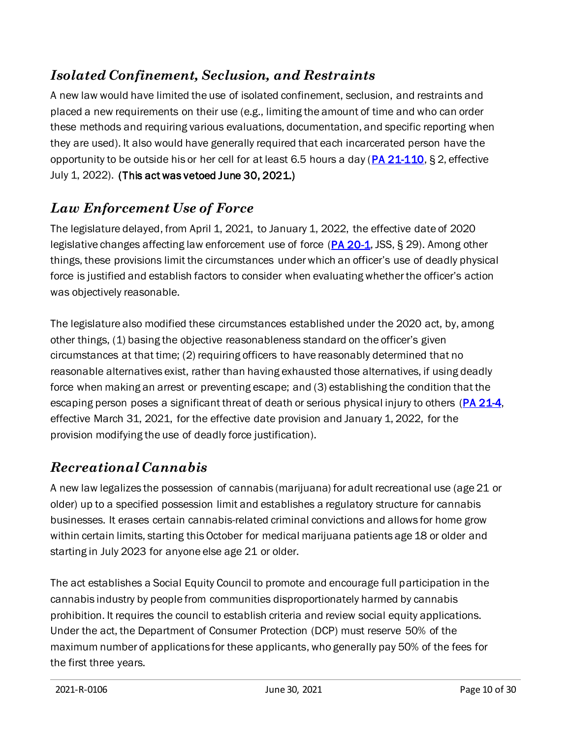## *Isolated Confinement, Seclusion, and Restraints*

A new law would have limited the use of isolated confinement, seclusion, and restraints and placed a new requirements on their use (e.g., limiting the amount of time and who can order these methods and requiring various evaluations, documentation, and specific reporting when they are used). It also would have generally required that each incarcerated person have the opportunity to be outside his or her cell for at least 6.5 hours a day ([PA 21-110](), § 2, effective July 1, 2022). **(This act was vetoed June 30, 2021.)**

## *Law Enforcement Use of Force*

The legislature delayed, from April 1, 2021, to January 1, 2022, the effective date of 2020 legislative changes affecting law enforcement use of force ([PA 20-1](), JSS, § 29). Among other things, these provisions limit the circumstances under which an officer's use of deadly physical force is justified and establish factors to consider when evaluating whether the officer's action was objectively reasonable.

The legislature also modified these circumstances established under the 2020 act, by, among other things, (1) basing the objective reasonableness standard on the officer's given circumstances at that time; (2) requiring officers to have reasonably determined that no reasonable alternatives exist, rather than having exhausted those alternatives, if using deadly force when making an arrest or preventing escape; and (3) establishing the condition that the escaping person poses a significant threat of death or serious physical injury to others ([PA 21-4](), effective March 31, 2021, for the effective date provision and January 1, 2022, for the provision modifying the use of deadly force justification).

## *Recreational Cannabis*

A new law legalizes the possession of cannabis (marijuana) for adult recreational use (age 21 or older) up to a specified possession limit and establishes a regulatory structure for cannabis businesses. It erases certain cannabis-related criminal convictions and allows for home grow within certain limits, starting this October for medical marijuana patients age 18 or older and starting in July 2023 for anyone else age 21 or older.

The act establishes a Social Equity Council to promote and encourage full participation in the cannabis industry by people from communities disproportionately harmed by cannabis prohibition. It requires the council to establish criteria and review social equity applications. Under the act, the Department of Consumer Protection (DCP) must reserve 50% of the maximum number of applications for these applicants, who generally pay 50% of the fees for the first three years.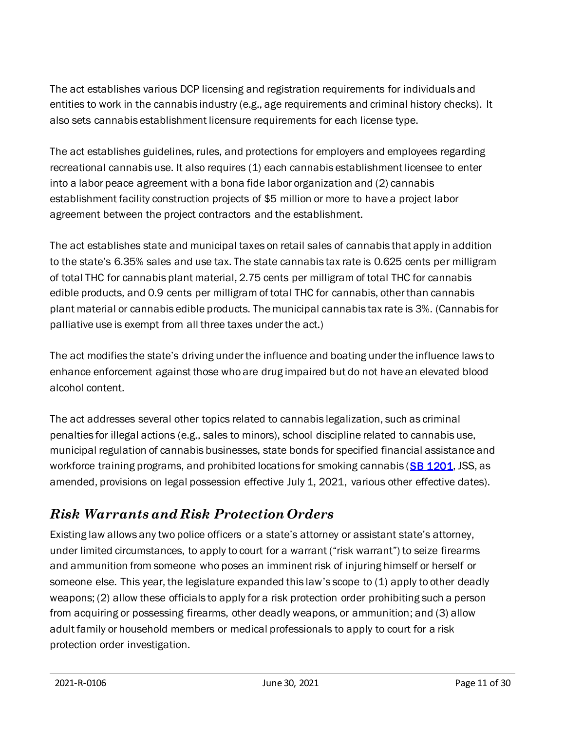The act establishes various DCP licensing and registration requirements for individuals and entities to work in the cannabis industry (e.g., age requirements and criminal history checks). It also sets cannabis establishment licensure requirements for each license type.

The act establishes guidelines, rules, and protections for employers and employees regarding recreational cannabis use. It also requires (1) each cannabis establishment licensee to enter into a labor peace agreement with a bona fide labor organization and (2) cannabis establishment facility construction projects of $5 million or more to have a project labor agreement between the project contractors and the establishment.

The act establishes state and municipal taxes on retail sales of cannabis that apply in addition to the state's 6.35% sales and use tax. The state cannabis tax rate is 0.625 cents per milligram of total THC for cannabis plant material, 2.75 cents per milligram of total THC for cannabis edible products, and 0.9 cents per milligram of total THC for cannabis, other than cannabis plant material or cannabis edible products. The municipal cannabis tax rate is 3%. (Cannabis for palliative use is exempt from all three taxes under the act.)

The act modifies the state's driving under the influence and boating under the influence laws to enhance enforcement against those who are drug impaired but do not have an elevated blood alcohol content.

The act addresses several other topics related to cannabis legalization, such as criminal penalties for illegal actions (e.g., sales to minors), school discipline related to cannabis use, municipal regulation of cannabis businesses, state bonds for specified financial assistance and workforce training programs, and prohibited locations for smoking cannabis (SB 1201, JSS, as amended, provisions on legal possession effective July 1, 2021, various other effective dates).

## *Risk Warrants and Risk Protection Orders*

Existing law allows any two police officers or a state's attorney or assistant state's attorney, under limited circumstances, to apply to court for a warrant ("risk warrant") to seize firearms and ammunition from someone who poses an imminent risk of injuring himself or herself or someone else. This year, the legislature expanded this law's scope to (1) apply to other deadly weapons; (2) allow these officials to apply for a risk protection order prohibiting such a person from acquiring or possessing firearms, other deadly weapons, or ammunition; and (3) allow adult family or household members or medical professionals to apply to court for a risk protection order investigation.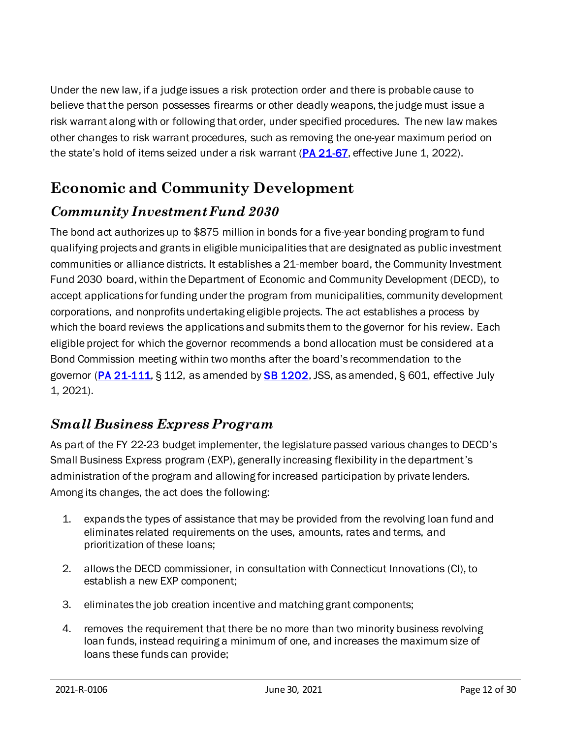Under the new law, if a judge issues a risk protection order and there is probable cause to believe that the person possesses firearms or other deadly weapons, the judge must issue a risk warrant along with or following that order, under specified procedures. The new law makes other changes to risk warrant procedures, such as removing the one-year maximum period on the state's hold of items seized under a risk warrant (PA 21-67, effective June 1, 2022).

## Economic and Community Development

### *Community Investment Fund 2030*

The bond act authorizes up to $875 million in bonds for a five-year bonding program to fund qualifying projects and grants in eligible municipalities that are designated as public investment communities or alliance districts. It establishes a 21-member board, the Community Investment Fund 2030 board, within the Department of Economic and Community Development (DECD), to accept applications for funding under the program from municipalities, community development corporations, and nonprofits undertaking eligible projects. The act establishes a process by which the board reviews the applications and submits them to the governor for his review. Each eligible project for which the governor recommends a bond allocation must be considered at a Bond Commission meeting within two months after the board's recommendation to the governor (PA 21-111, § 112, as amended by SB 1202, JSS, as amended, § 601, effective July 1, 2021).

### *Small Business Express Program*

As part of the FY 22-23 budget implementer, the legislature passed various changes to DECD's Small Business Express program (EXP), generally increasing flexibility in the department's administration of the program and allowing for increased participation by private lenders. Among its changes, the act does the following:

1. expands the types of assistance that may be provided from the revolving loan fund and eliminates related requirements on the uses, amounts, rates and terms, and prioritization of these loans;
2. allows the DECD commissioner, in consultation with Connecticut Innovations (CI), to establish a new EXP component;
3. eliminates the job creation incentive and matching grant components;
4. removes the requirement that there be no more than two minority business revolving loan funds, instead requiring a minimum of one, and increases the maximum size of loans these funds can provide;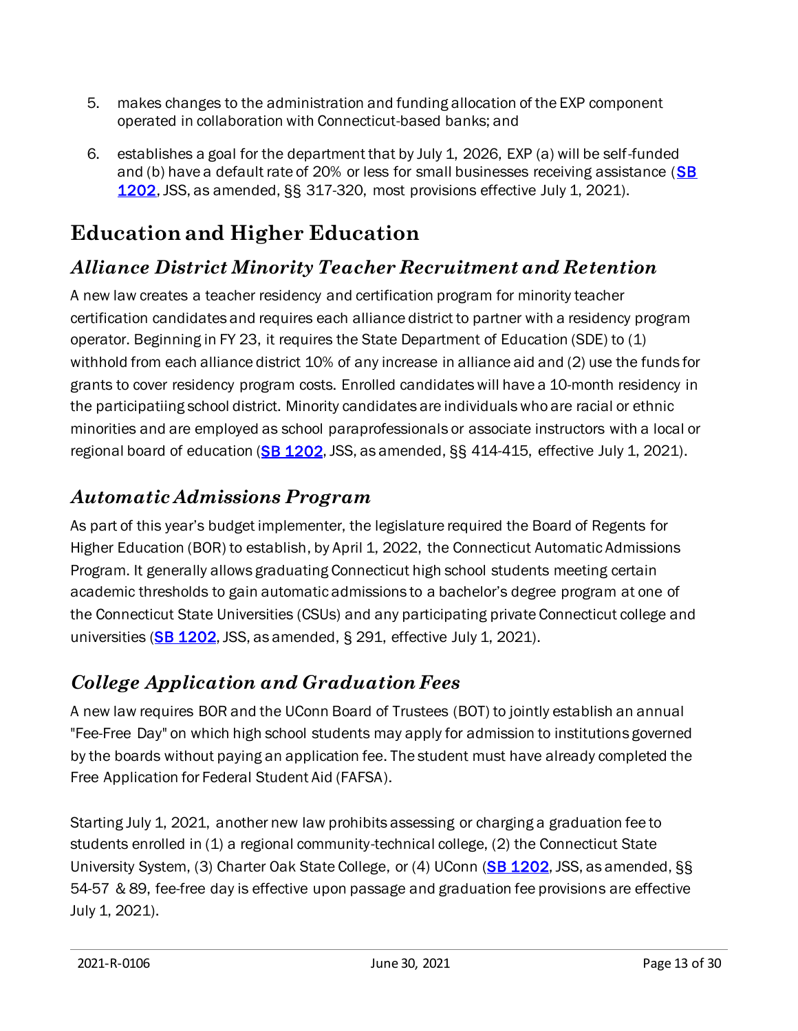5. makes changes to the administration and funding allocation of the EXP component operated in collaboration with Connecticut-based banks; and

6. establishes a goal for the department that by July 1, 2026, EXP (a) will be self-funded and (b) have a default rate of 20% or less for small businesses receiving assistance (SB 1202, JSS, as amended, §§ 317-320, most provisions effective July 1, 2021).

## Education and Higher Education

### *Alliance District Minority Teacher Recruitment and Retention*

A new law creates a teacher residency and certification program for minority teacher certification candidates and requires each alliance district to partner with a residency program operator. Beginning in FY 23, it requires the State Department of Education (SDE) to (1) withhold from each alliance district 10% of any increase in alliance aid and (2) use the funds for grants to cover residency program costs. Enrolled candidates will have a 10-month residency in the participatiing school district. Minority candidates are individuals who are racial or ethnic minorities and are employed as school paraprofessionals or associate instructors with a local or regional board of education (SB 1202, JSS, as amended, §§ 414-415, effective July 1, 2021).

### *Automatic Admissions Program*

As part of this year's budget implementer, the legislature required the Board of Regents for Higher Education (BOR) to establish, by April 1, 2022, the Connecticut Automatic Admissions Program. It generally allows graduating Connecticut high school students meeting certain academic thresholds to gain automatic admissions to a bachelor's degree program at one of the Connecticut State Universities (CSUs) and any participating private Connecticut college and universities (SB 1202, JSS, as amended, § 291, effective July 1, 2021).

### *College Application and Graduation Fees*

A new law requires BOR and the UConn Board of Trustees (BOT) to jointly establish an annual "Fee-Free Day" on which high school students may apply for admission to institutions governed by the boards without paying an application fee. The student must have already completed the Free Application for Federal Student Aid (FAFSA).

Starting July 1, 2021, another new law prohibits assessing or charging a graduation fee to students enrolled in (1) a regional community-technical college, (2) the Connecticut State University System, (3) Charter Oak State College, or (4) UConn (SB 1202, JSS, as amended, §§ 54-57 & 89, fee-free day is effective upon passage and graduation fee provisions are effective July 1, 2021).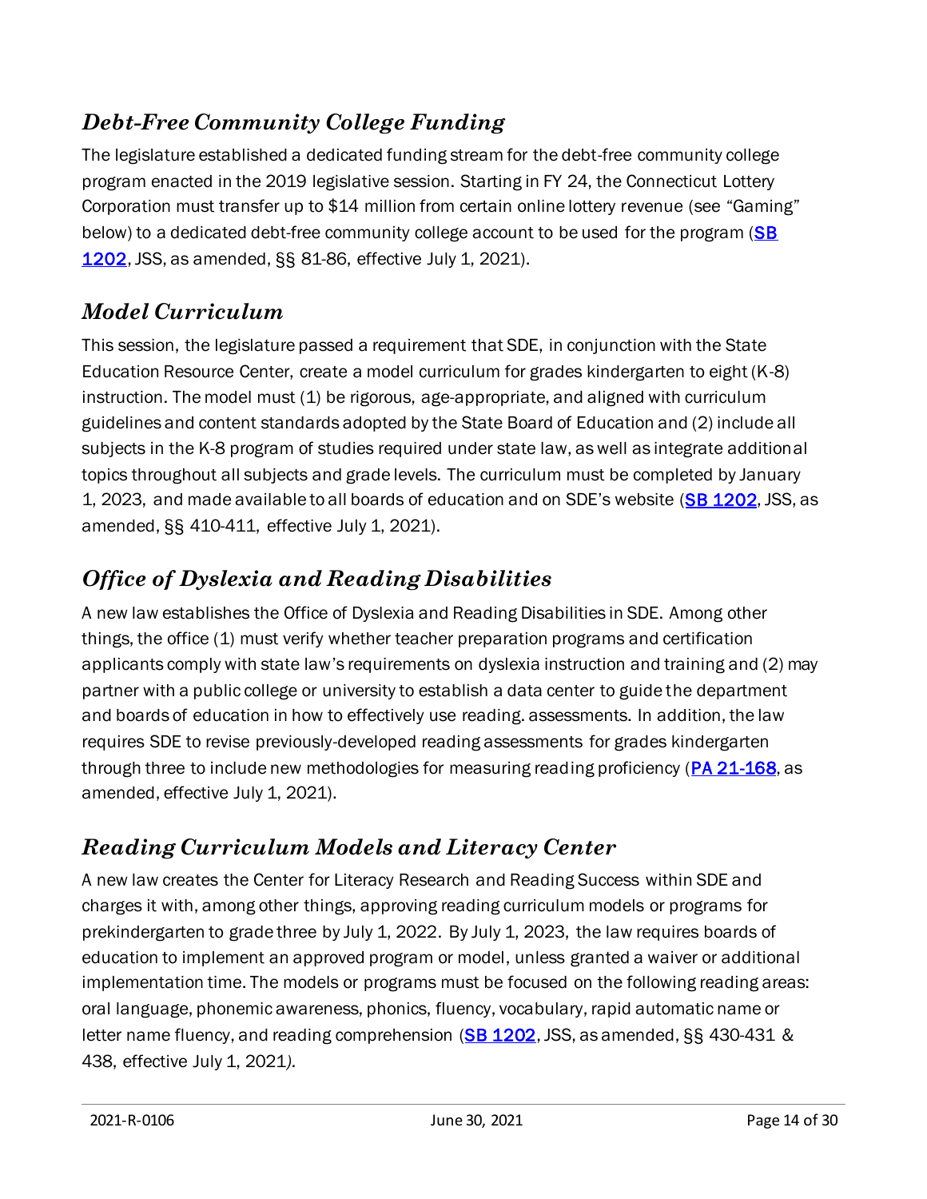## *Debt-Free Community College Funding*

The legislature established a dedicated funding stream for the debt-free community college program enacted in the 2019 legislative session. Starting in FY 24, the Connecticut Lottery Corporation must transfer up to $14 million from certain online lottery revenue (see "Gaming" below) to a dedicated debt-free community college account to be used for the program (SB 1202, JSS, as amended, §§ 81-86, effective July 1, 2021).

## *Model Curriculum*

This session, the legislature passed a requirement that SDE, in conjunction with the State Education Resource Center, create a model curriculum for grades kindergarten to eight (K-8) instruction. The model must (1) be rigorous, age-appropriate, and aligned with curriculum guidelines and content standards adopted by the State Board of Education and (2) include all subjects in the K-8 program of studies required under state law, as well as integrate additional topics throughout all subjects and grade levels. The curriculum must be completed by January 1, 2023, and made available to all boards of education and on SDE's website (SB 1202, JSS, as amended, §§ 410-411, effective July 1, 2021).

## *Office of Dyslexia and Reading Disabilities*

A new law establishes the Office of Dyslexia and Reading Disabilities in SDE. Among other things, the office (1) must verify whether teacher preparation programs and certification applicants comply with state law's requirements on dyslexia instruction and training and (2) may partner with a public college or university to establish a data center to guide the department and boards of education in how to effectively use reading. assessments. In addition, the law requires SDE to revise previously-developed reading assessments for grades kindergarten through three to include new methodologies for measuring reading proficiency (PA 21-168, as amended, effective July 1, 2021).

## *Reading Curriculum Models and Literacy Center*

A new law creates the Center for Literacy Research and Reading Success within SDE and charges it with, among other things, approving reading curriculum models or programs for prekindergarten to grade three by July 1, 2022. By July 1, 2023, the law requires boards of education to implement an approved program or model, unless granted a waiver or additional implementation time. The models or programs must be focused on the following reading areas: oral language, phonemic awareness, phonics, fluency, vocabulary, rapid automatic name or letter name fluency, and reading comprehension (SB 1202, JSS, as amended, §§ 430-431 & 438, effective July 1, 2021).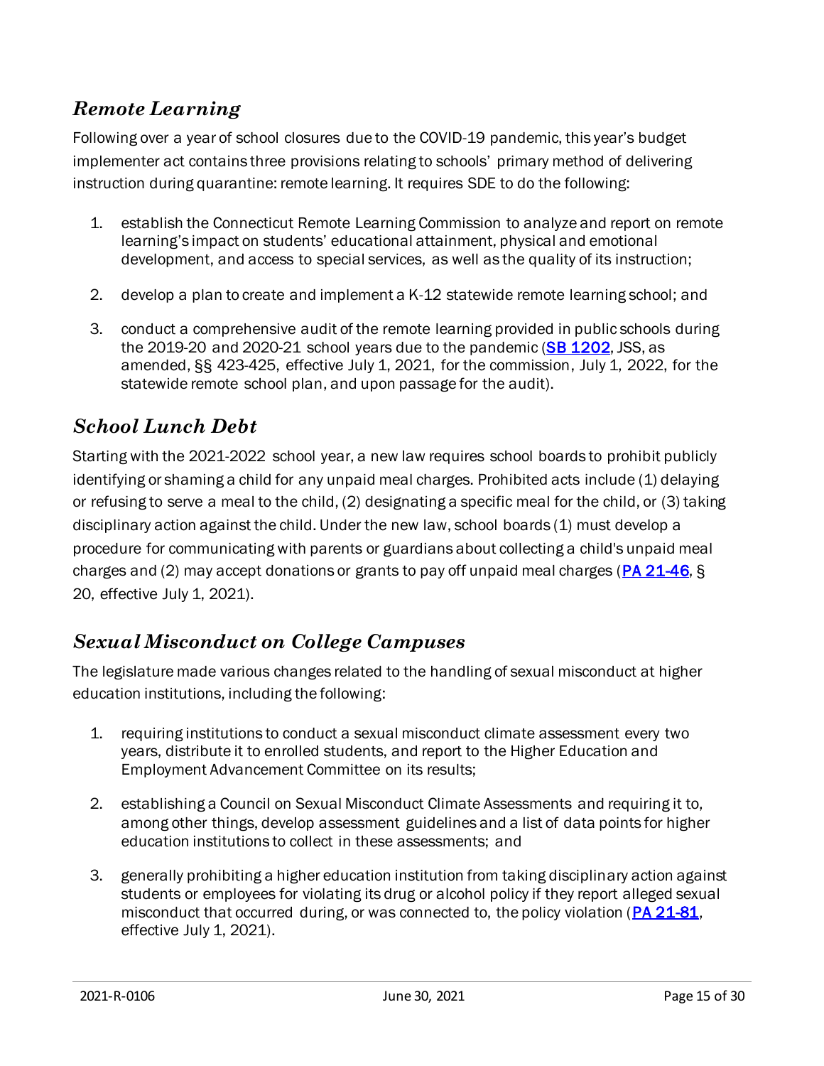## *Remote Learning*

Following over a year of school closures due to the COVID-19 pandemic, this year's budget implementer act contains three provisions relating to schools' primary method of delivering instruction during quarantine: remote learning. It requires SDE to do the following:

1. establish the Connecticut Remote Learning Commission to analyze and report on remote learning's impact on students' educational attainment, physical and emotional development, and access to special services, as well as the quality of its instruction;
2. develop a plan to create and implement a K-12 statewide remote learning school; and
3. conduct a comprehensive audit of the remote learning provided in public schools during the 2019-20 and 2020-21 school years due to the pandemic (**SB 1202**, JSS, as amended, §§ 423-425, effective July 1, 2021, for the commission, July 1, 2022, for the statewide remote school plan, and upon passage for the audit).

## *School Lunch Debt*

Starting with the 2021-2022 school year, a new law requires school boards to prohibit publicly identifying or shaming a child for any unpaid meal charges. Prohibited acts include (1) delaying or refusing to serve a meal to the child, (2) designating a specific meal for the child, or (3) taking disciplinary action against the child. Under the new law, school boards (1) must develop a procedure for communicating with parents or guardians about collecting a child's unpaid meal charges and (2) may accept donations or grants to pay off unpaid meal charges (**PA 21-46**, § 20, effective July 1, 2021).

## *Sexual Misconduct on College Campuses*

The legislature made various changes related to the handling of sexual misconduct at higher education institutions, including the following:

1. requiring institutions to conduct a sexual misconduct climate assessment every two years, distribute it to enrolled students, and report to the Higher Education and Employment Advancement Committee on its results;
2. establishing a Council on Sexual Misconduct Climate Assessments and requiring it to, among other things, develop assessment guidelines and a list of data points for higher education institutions to collect in these assessments; and
3. generally prohibiting a higher education institution from taking disciplinary action against students or employees for violating its drug or alcohol policy if they report alleged sexual misconduct that occurred during, or was connected to, the policy violation (**PA 21-81**, effective July 1, 2021).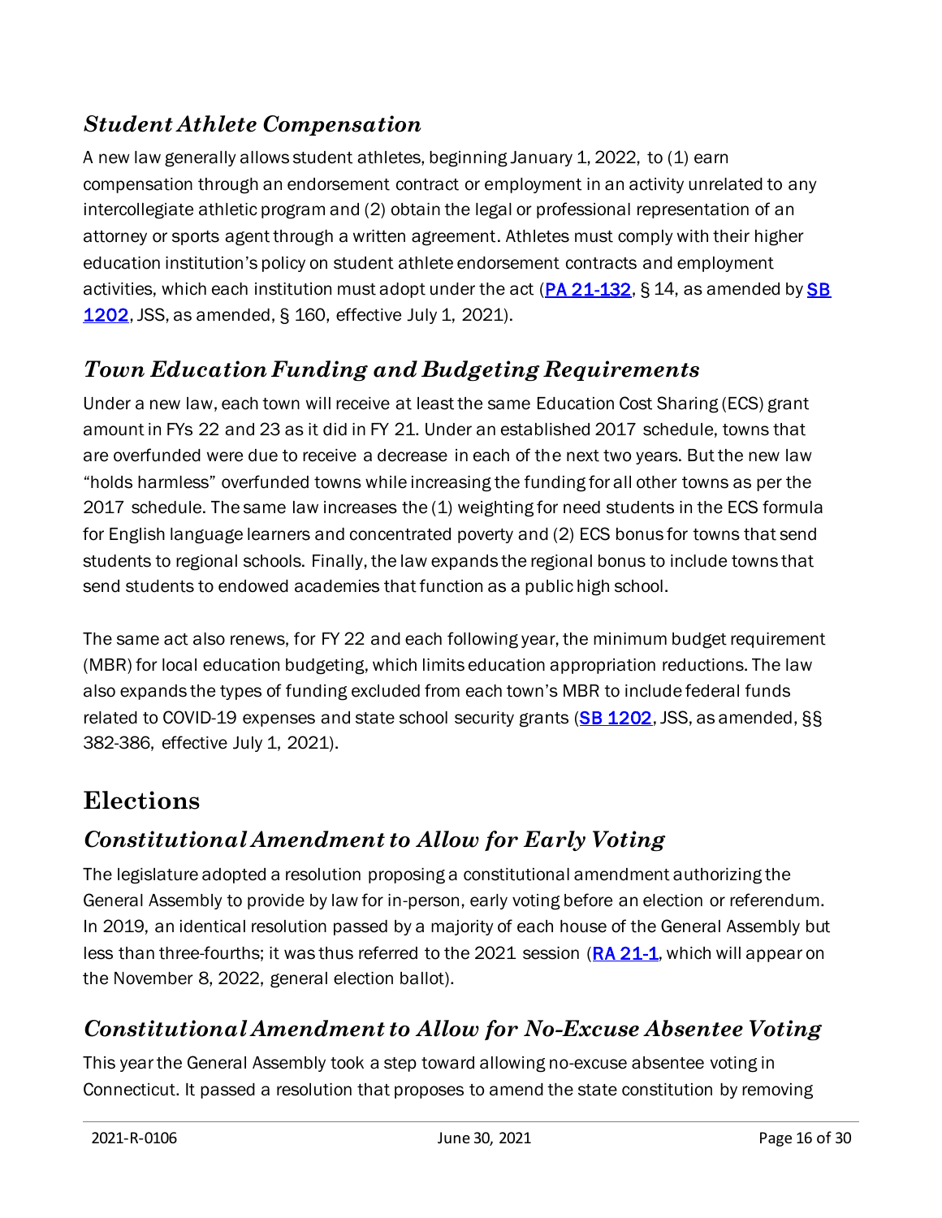### *Student Athlete Compensation*

A new law generally allows student athletes, beginning January 1, 2022, to (1) earn compensation through an endorsement contract or employment in an activity unrelated to any intercollegiate athletic program and (2) obtain the legal or professional representation of an attorney or sports agent through a written agreement. Athletes must comply with their higher education institution's policy on student athlete endorsement contracts and employment activities, which each institution must adopt under the act (PA 21-132, § 14, as amended by SB 1202, JSS, as amended, § 160, effective July 1, 2021).

### *Town Education Funding and Budgeting Requirements*

Under a new law, each town will receive at least the same Education Cost Sharing (ECS) grant amount in FYs 22 and 23 as it did in FY 21. Under an established 2017 schedule, towns that are overfunded were due to receive a decrease in each of the next two years. But the new law "holds harmless" overfunded towns while increasing the funding for all other towns as per the 2017 schedule. The same law increases the (1) weighting for need students in the ECS formula for English language learners and concentrated poverty and (2) ECS bonus for towns that send students to regional schools. Finally, the law expands the regional bonus to include towns that send students to endowed academies that function as a public high school.

The same act also renews, for FY 22 and each following year, the minimum budget requirement (MBR) for local education budgeting, which limits education appropriation reductions. The law also expands the types of funding excluded from each town's MBR to include federal funds related to COVID-19 expenses and state school security grants (SB 1202, JSS, as amended, §§ 382-386, effective July 1, 2021).

## Elections

### *Constitutional Amendment to Allow for Early Voting*

The legislature adopted a resolution proposing a constitutional amendment authorizing the General Assembly to provide by law for in-person, early voting before an election or referendum. In 2019, an identical resolution passed by a majority of each house of the General Assembly but less than three-fourths; it was thus referred to the 2021 session (RA 21-1, which will appear on the November 8, 2022, general election ballot).

### *Constitutional Amendment to Allow for No-Excuse Absentee Voting*

This year the General Assembly took a step toward allowing no-excuse absentee voting in Connecticut. It passed a resolution that proposes to amend the state constitution by removing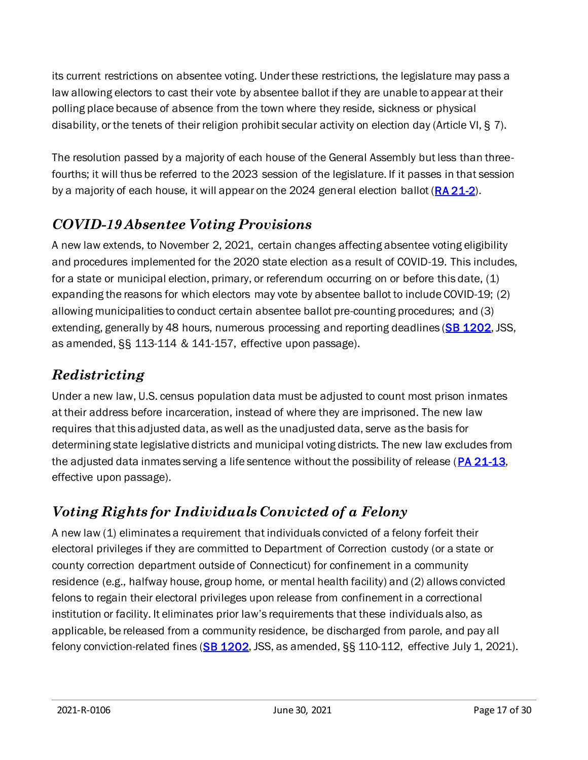its current restrictions on absentee voting. Under these restrictions, the legislature may pass a law allowing electors to cast their vote by absentee ballot if they are unable to appear at their polling place because of absence from the town where they reside, sickness or physical disability, or the tenets of their religion prohibit secular activity on election day (Article VI, § 7).

The resolution passed by a majority of each house of the General Assembly but less than three-fourths; it will thus be referred to the 2023 session of the legislature. If it passes in that session by a majority of each house, it will appear on the 2024 general election ballot (RA 21-2).

## *COVID-19 Absentee Voting Provisions*

A new law extends, to November 2, 2021, certain changes affecting absentee voting eligibility and procedures implemented for the 2020 state election as a result of COVID-19. This includes, for a state or municipal election, primary, or referendum occurring on or before this date, (1) expanding the reasons for which electors may vote by absentee ballot to include COVID-19; (2) allowing municipalities to conduct certain absentee ballot pre-counting procedures; and (3) extending, generally by 48 hours, numerous processing and reporting deadlines (SB 1202, JSS, as amended, §§ 113-114 & 141-157, effective upon passage).

## *Redistricting*

Under a new law, U.S. census population data must be adjusted to count most prison inmates at their address before incarceration, instead of where they are imprisoned. The new law requires that this adjusted data, as well as the unadjusted data, serve as the basis for determining state legislative districts and municipal voting districts. The new law excludes from the adjusted data inmates serving a life sentence without the possibility of release (PA 21-13, effective upon passage).

## *Voting Rights for Individuals Convicted of a Felony*

A new law (1) eliminates a requirement that individuals convicted of a felony forfeit their electoral privileges if they are committed to Department of Correction custody (or a state or county correction department outside of Connecticut) for confinement in a community residence (e.g., halfway house, group home, or mental health facility) and (2) allows convicted felons to regain their electoral privileges upon release from confinement in a correctional institution or facility. It eliminates prior law's requirements that these individuals also, as applicable, be released from a community residence, be discharged from parole, and pay all felony conviction-related fines (SB 1202, JSS, as amended, §§ 110-112, effective July 1, 2021).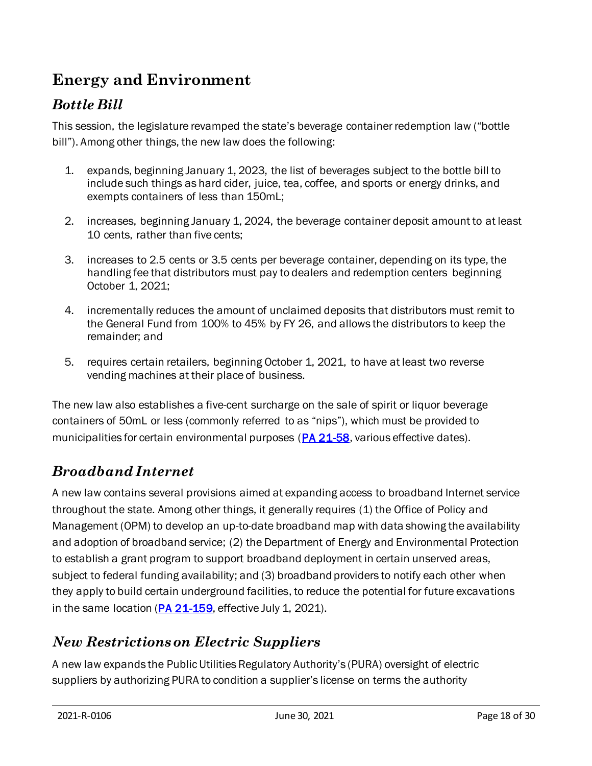# Energy and Environment

## *Bottle Bill*

This session, the legislature revamped the state's beverage container redemption law ("bottle bill"). Among other things, the new law does the following:

1. expands, beginning January 1, 2023, the list of beverages subject to the bottle bill to include such things as hard cider, juice, tea, coffee, and sports or energy drinks, and exempts containers of less than 150mL;

2. increases, beginning January 1, 2024, the beverage container deposit amount to at least 10 cents, rather than five cents;

3. increases to 2.5 cents or 3.5 cents per beverage container, depending on its type, the handling fee that distributors must pay to dealers and redemption centers beginning October 1, 2021;

4. incrementally reduces the amount of unclaimed deposits that distributors must remit to the General Fund from 100% to 45% by FY 26, and allows the distributors to keep the remainder; and

5. requires certain retailers, beginning October 1, 2021, to have at least two reverse vending machines at their place of business.

The new law also establishes a five-cent surcharge on the sale of spirit or liquor beverage containers of 50mL or less (commonly referred to as "nips"), which must be provided to municipalities for certain environmental purposes (PA 21-58, various effective dates).

## *Broadband Internet*

A new law contains several provisions aimed at expanding access to broadband Internet service throughout the state. Among other things, it generally requires (1) the Office of Policy and Management (OPM) to develop an up-to-date broadband map with data showing the availability and adoption of broadband service; (2) the Department of Energy and Environmental Protection to establish a grant program to support broadband deployment in certain unserved areas, subject to federal funding availability; and (3) broadband providers to notify each other when they apply to build certain underground facilities, to reduce the potential for future excavations in the same location (PA 21-159, effective July 1, 2021).

## *New Restrictions on Electric Suppliers*

A new law expands the Public Utilities Regulatory Authority's (PURA) oversight of electric suppliers by authorizing PURA to condition a supplier's license on terms the authority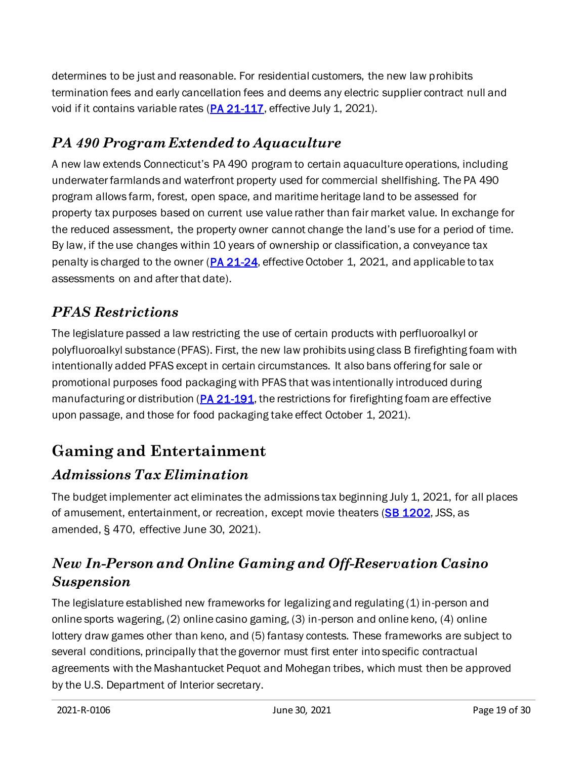determines to be just and reasonable. For residential customers, the new law prohibits termination fees and early cancellation fees and deems any electric supplier contract null and void if it contains variable rates (**PA 21-117**, effective July 1, 2021).

### *PA 490 Program Extended to Aquaculture*

A new law extends Connecticut's PA 490 program to certain aquaculture operations, including underwater farmlands and waterfront property used for commercial shellfishing. The PA 490 program allows farm, forest, open space, and maritime heritage land to be assessed for property tax purposes based on current use value rather than fair market value. In exchange for the reduced assessment, the property owner cannot change the land's use for a period of time. By law, if the use changes within 10 years of ownership or classification, a conveyance tax penalty is charged to the owner (**PA 21-24**, effective October 1, 2021, and applicable to tax assessments on and after that date).

### *PFAS Restrictions*

The legislature passed a law restricting the use of certain products with perfluoroalkyl or polyfluoroalkyl substance (PFAS). First, the new law prohibits using class B firefighting foam with intentionally added PFAS except in certain circumstances. It also bans offering for sale or promotional purposes food packaging with PFAS that was intentionally introduced during manufacturing or distribution (**PA 21-191**, the restrictions for firefighting foam are effective upon passage, and those for food packaging take effect October 1, 2021).

## Gaming and Entertainment

### *Admissions Tax Elimination*

The budget implementer act eliminates the admissions tax beginning July 1, 2021, for all places of amusement, entertainment, or recreation, except movie theaters (**SB 1202**, JSS, as amended, § 470, effective June 30, 2021).

### *New In-Person and Online Gaming and Off-Reservation Casino Suspension*

The legislature established new frameworks for legalizing and regulating (1) in-person and online sports wagering, (2) online casino gaming, (3) in-person and online keno, (4) online lottery draw games other than keno, and (5) fantasy contests. These frameworks are subject to several conditions, principally that the governor must first enter into specific contractual agreements with the Mashantucket Pequot and Mohegan tribes, which must then be approved by the U.S. Department of Interior secretary.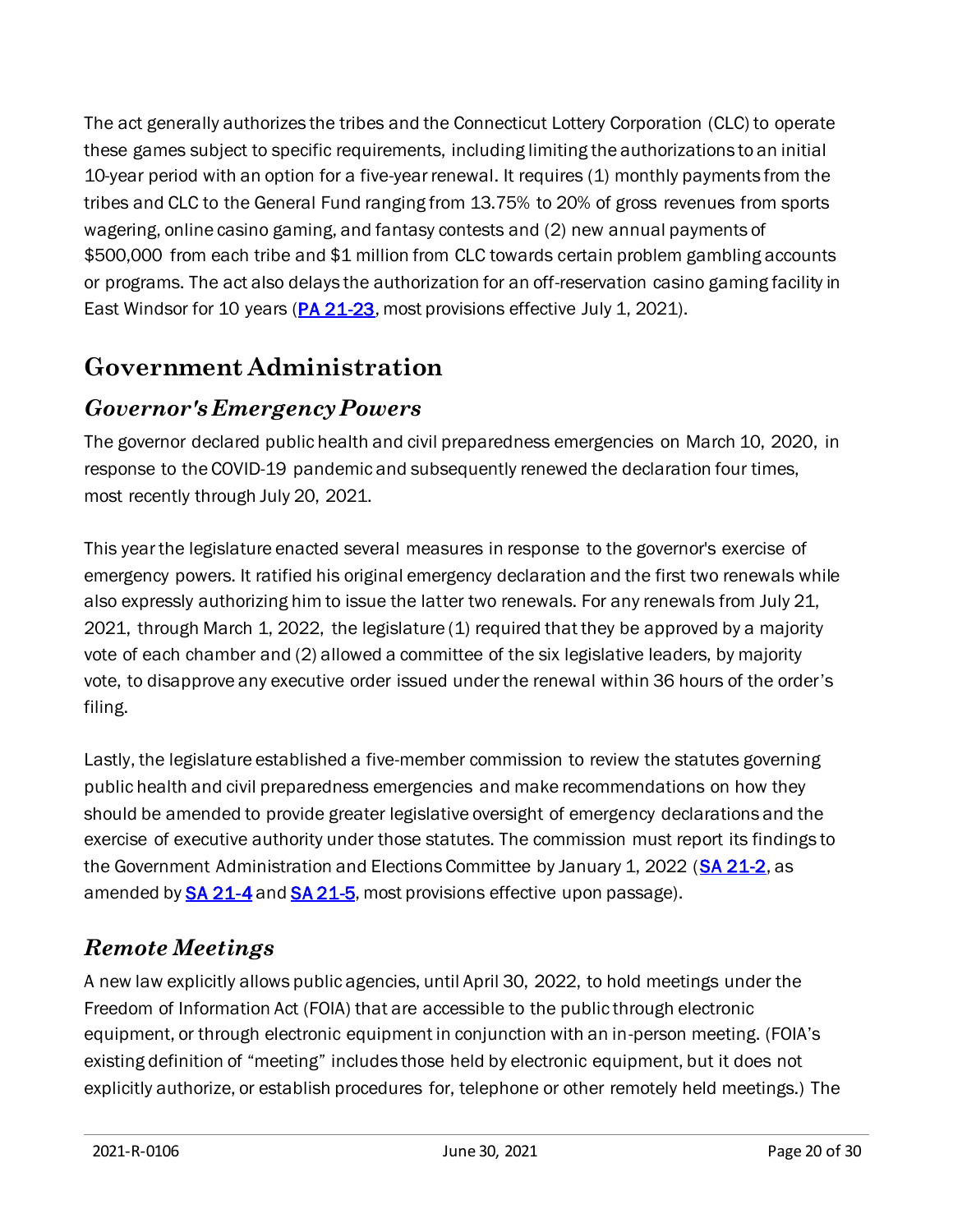The act generally authorizes the tribes and the Connecticut Lottery Corporation (CLC) to operate these games subject to specific requirements, including limiting the authorizations to an initial 10-year period with an option for a five-year renewal. It requires (1) monthly payments from the tribes and CLC to the General Fund ranging from 13.75% to 20% of gross revenues from sports wagering, online casino gaming, and fantasy contests and (2) new annual payments of $500,000 from each tribe and $1 million from CLC towards certain problem gambling accounts or programs. The act also delays the authorization for an off-reservation casino gaming facility in East Windsor for 10 years (**PA 21-23**, most provisions effective July 1, 2021).

# Government Administration

## *Governor's Emergency Powers*

The governor declared public health and civil preparedness emergencies on March 10, 2020, in response to the COVID-19 pandemic and subsequently renewed the declaration four times, most recently through July 20, 2021.

This year the legislature enacted several measures in response to the governor's exercise of emergency powers. It ratified his original emergency declaration and the first two renewals while also expressly authorizing him to issue the latter two renewals. For any renewals from July 21, 2021, through March 1, 2022, the legislature (1) required that they be approved by a majority vote of each chamber and (2) allowed a committee of the six legislative leaders, by majority vote, to disapprove any executive order issued under the renewal within 36 hours of the order's filing.

Lastly, the legislature established a five-member commission to review the statutes governing public health and civil preparedness emergencies and make recommendations on how they should be amended to provide greater legislative oversight of emergency declarations and the exercise of executive authority under those statutes. The commission must report its findings to the Government Administration and Elections Committee by January 1, 2022 (**SA 21-2**, as amended by **SA 21-4** and **SA 21-5**, most provisions effective upon passage).

## *Remote Meetings*

A new law explicitly allows public agencies, until April 30, 2022, to hold meetings under the Freedom of Information Act (FOIA) that are accessible to the public through electronic equipment, or through electronic equipment in conjunction with an in-person meeting. (FOIA's existing definition of "meeting" includes those held by electronic equipment, but it does not explicitly authorize, or establish procedures for, telephone or other remotely held meetings.) The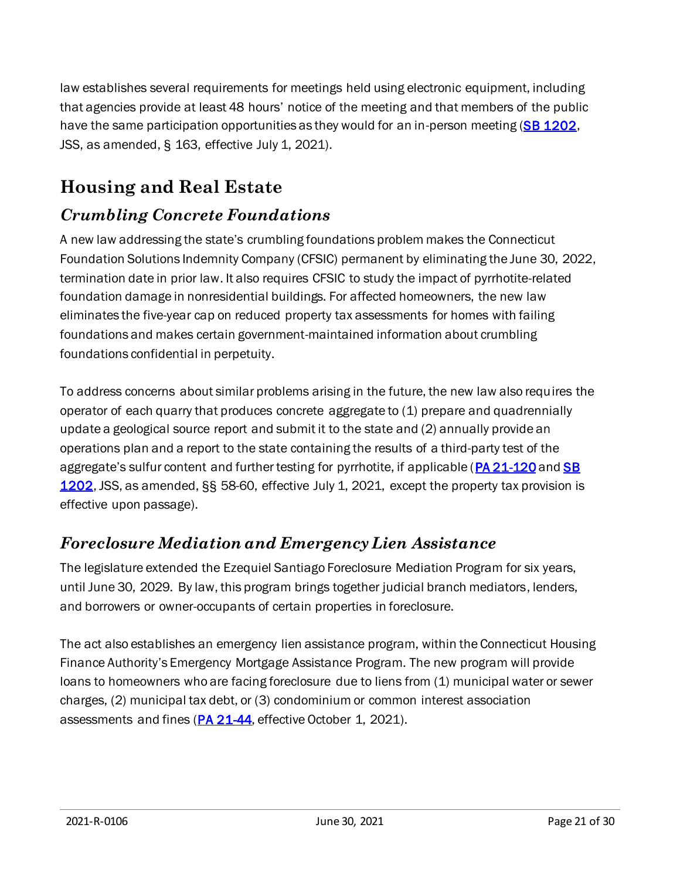law establishes several requirements for meetings held using electronic equipment, including that agencies provide at least 48 hours' notice of the meeting and that members of the public have the same participation opportunities as they would for an in-person meeting (SB 1202, JSS, as amended, § 163, effective July 1, 2021).

## Housing and Real Estate

### *Crumbling Concrete Foundations*

A new law addressing the state's crumbling foundations problem makes the Connecticut Foundation Solutions Indemnity Company (CFSIC) permanent by eliminating the June 30, 2022, termination date in prior law. It also requires CFSIC to study the impact of pyrrhotite-related foundation damage in nonresidential buildings. For affected homeowners, the new law eliminates the five-year cap on reduced property tax assessments for homes with failing foundations and makes certain government-maintained information about crumbling foundations confidential in perpetuity.

To address concerns about similar problems arising in the future, the new law also requires the operator of each quarry that produces concrete aggregate to (1) prepare and quadrennially update a geological source report and submit it to the state and (2) annually provide an operations plan and a report to the state containing the results of a third-party test of the aggregate's sulfur content and further testing for pyrrhotite, if applicable (PA 21-120 and SB 1202, JSS, as amended, §§ 58-60, effective July 1, 2021, except the property tax provision is effective upon passage).

### *Foreclosure Mediation and Emergency Lien Assistance*

The legislature extended the Ezequiel Santiago Foreclosure Mediation Program for six years, until June 30, 2029. By law, this program brings together judicial branch mediators, lenders, and borrowers or owner-occupants of certain properties in foreclosure.

The act also establishes an emergency lien assistance program, within the Connecticut Housing Finance Authority's Emergency Mortgage Assistance Program. The new program will provide loans to homeowners who are facing foreclosure due to liens from (1) municipal water or sewer charges, (2) municipal tax debt, or (3) condominium or common interest association assessments and fines (PA 21-44, effective October 1, 2021).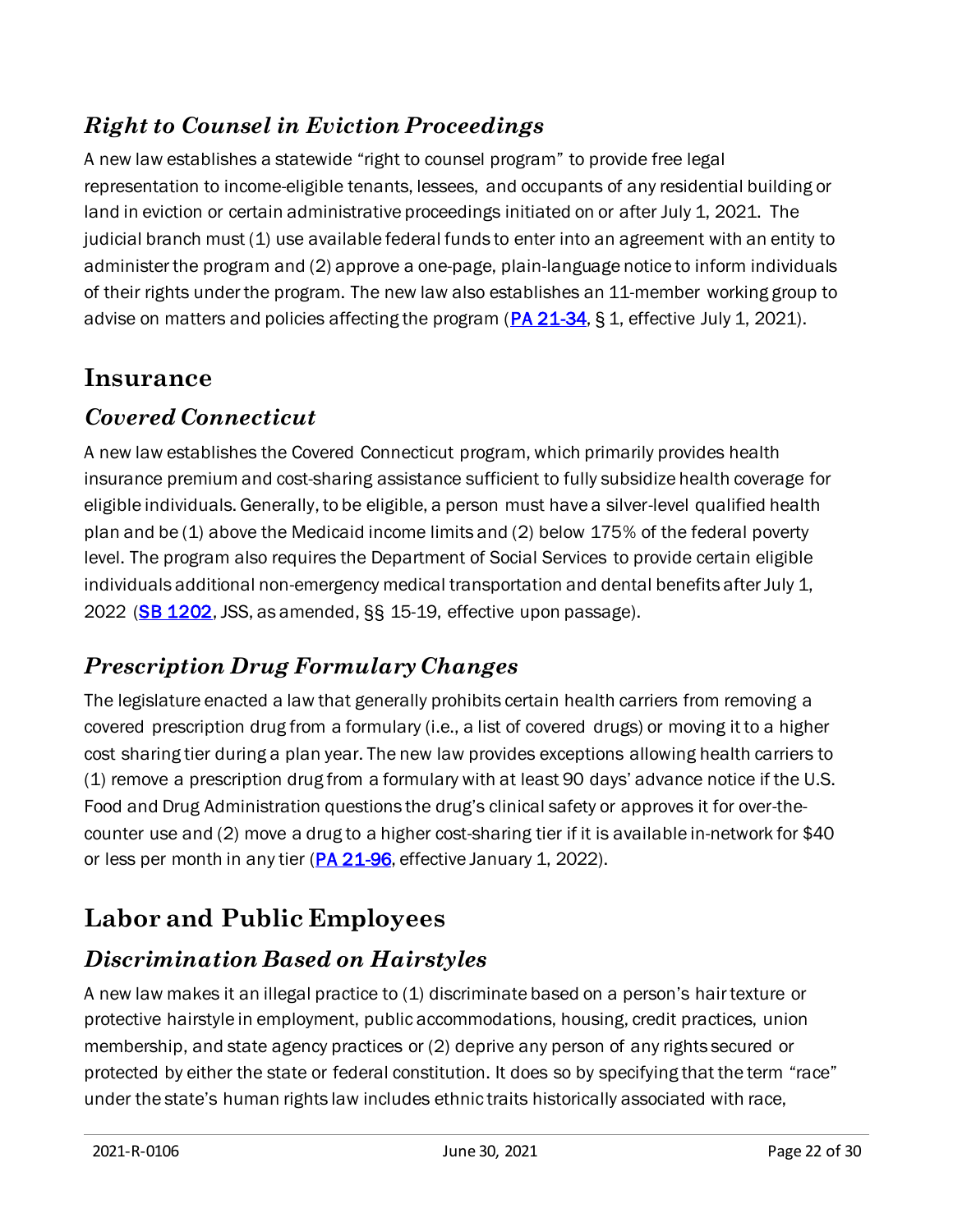### *Right to Counsel in Eviction Proceedings*

A new law establishes a statewide "right to counsel program" to provide free legal representation to income-eligible tenants, lessees, and occupants of any residential building or land in eviction or certain administrative proceedings initiated on or after July 1, 2021. The judicial branch must (1) use available federal funds to enter into an agreement with an entity to administer the program and (2) approve a one-page, plain-language notice to inform individuals of their rights under the program. The new law also establishes an 11-member working group to advise on matters and policies affecting the program (PA 21-34, § 1, effective July 1, 2021).

## Insurance

### *Covered Connecticut*

A new law establishes the Covered Connecticut program, which primarily provides health insurance premium and cost-sharing assistance sufficient to fully subsidize health coverage for eligible individuals. Generally, to be eligible, a person must have a silver-level qualified health plan and be (1) above the Medicaid income limits and (2) below 175% of the federal poverty level. The program also requires the Department of Social Services to provide certain eligible individuals additional non-emergency medical transportation and dental benefits after July 1, 2022 (SB 1202, JSS, as amended, §§ 15-19, effective upon passage).

### *Prescription Drug Formulary Changes*

The legislature enacted a law that generally prohibits certain health carriers from removing a covered prescription drug from a formulary (i.e., a list of covered drugs) or moving it to a higher cost sharing tier during a plan year. The new law provides exceptions allowing health carriers to (1) remove a prescription drug from a formulary with at least 90 days' advance notice if the U.S. Food and Drug Administration questions the drug's clinical safety or approves it for over-the-counter use and (2) move a drug to a higher cost-sharing tier if it is available in-network for $40 or less per month in any tier (PA 21-96, effective January 1, 2022).

## Labor and Public Employees

### *Discrimination Based on Hairstyles*

A new law makes it an illegal practice to (1) discriminate based on a person's hair texture or protective hairstyle in employment, public accommodations, housing, credit practices, union membership, and state agency practices or (2) deprive any person of any rights secured or protected by either the state or federal constitution. It does so by specifying that the term "race" under the state's human rights law includes ethnic traits historically associated with race,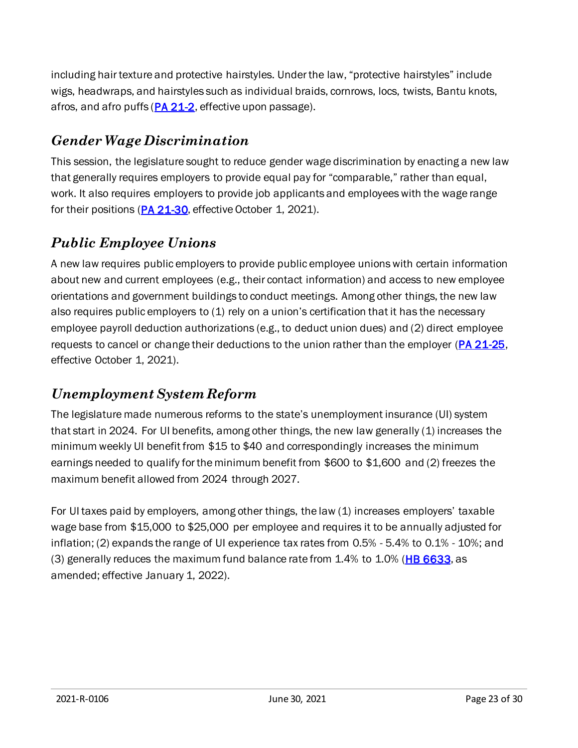including hair texture and protective hairstyles. Under the law, "protective hairstyles" include wigs, headwraps, and hairstyles such as individual braids, cornrows, locs, twists, Bantu knots, afros, and afro puffs (PA 21-2, effective upon passage).

## *Gender Wage Discrimination*

This session, the legislature sought to reduce gender wage discrimination by enacting a new law that generally requires employers to provide equal pay for "comparable," rather than equal, work. It also requires employers to provide job applicants and employees with the wage range for their positions (PA 21-30, effective October 1, 2021).

## *Public Employee Unions*

A new law requires public employers to provide public employee unions with certain information about new and current employees (e.g., their contact information) and access to new employee orientations and government buildings to conduct meetings. Among other things, the new law also requires public employers to (1) rely on a union's certification that it has the necessary employee payroll deduction authorizations (e.g., to deduct union dues) and (2) direct employee requests to cancel or change their deductions to the union rather than the employer (PA 21-25, effective October 1, 2021).

## *Unemployment System Reform*

The legislature made numerous reforms to the state's unemployment insurance (UI) system that start in 2024. For UI benefits, among other things, the new law generally (1) increases the minimum weekly UI benefit from $15 to $40 and correspondingly increases the minimum earnings needed to qualify for the minimum benefit from $600 to $1,600 and (2) freezes the maximum benefit allowed from 2024 through 2027.

For UI taxes paid by employers, among other things, the law (1) increases employers' taxable wage base from $15,000 to $25,000 per employee and requires it to be annually adjusted for inflation; (2) expands the range of UI experience tax rates from 0.5% - 5.4% to 0.1% - 10%; and (3) generally reduces the maximum fund balance rate from 1.4% to 1.0% (HB 6633, as amended; effective January 1, 2022).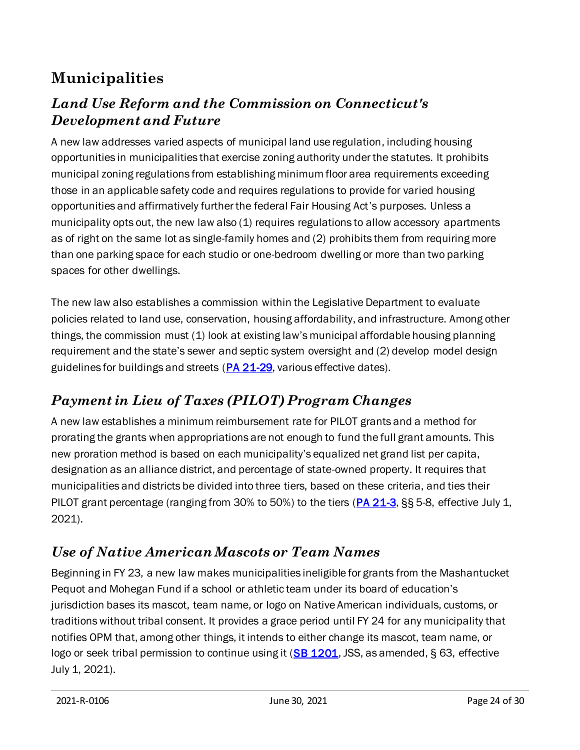# Municipalities

## *Land Use Reform and the Commission on Connecticut's Development and Future*

A new law addresses varied aspects of municipal land use regulation, including housing opportunities in municipalities that exercise zoning authority under the statutes. It prohibits municipal zoning regulations from establishing minimum floor area requirements exceeding those in an applicable safety code and requires regulations to provide for varied housing opportunities and affirmatively further the federal Fair Housing Act's purposes. Unless a municipality opts out, the new law also (1) requires regulations to allow accessory apartments as of right on the same lot as single-family homes and (2) prohibits them from requiring more than one parking space for each studio or one-bedroom dwelling or more than two parking spaces for other dwellings.

The new law also establishes a commission within the Legislative Department to evaluate policies related to land use, conservation, housing affordability, and infrastructure. Among other things, the commission must (1) look at existing law's municipal affordable housing planning requirement and the state's sewer and septic system oversight and (2) develop model design guidelines for buildings and streets (PA 21-29, various effective dates).

## *Payment in Lieu of Taxes (PILOT) Program Changes*

A new law establishes a minimum reimbursement rate for PILOT grants and a method for prorating the grants when appropriations are not enough to fund the full grant amounts. This new proration method is based on each municipality's equalized net grand list per capita, designation as an alliance district, and percentage of state-owned property. It requires that municipalities and districts be divided into three tiers, based on these criteria, and ties their PILOT grant percentage (ranging from 30% to 50%) to the tiers (PA 21-3, §§ 5-8, effective July 1, 2021).

## *Use of Native American Mascots or Team Names*

Beginning in FY 23, a new law makes municipalities ineligible for grants from the Mashantucket Pequot and Mohegan Fund if a school or athletic team under its board of education's jurisdiction bases its mascot, team name, or logo on Native American individuals, customs, or traditions without tribal consent. It provides a grace period until FY 24 for any municipality that notifies OPM that, among other things, it intends to either change its mascot, team name, or logo or seek tribal permission to continue using it (SB 1201, JSS, as amended, § 63, effective July 1, 2021).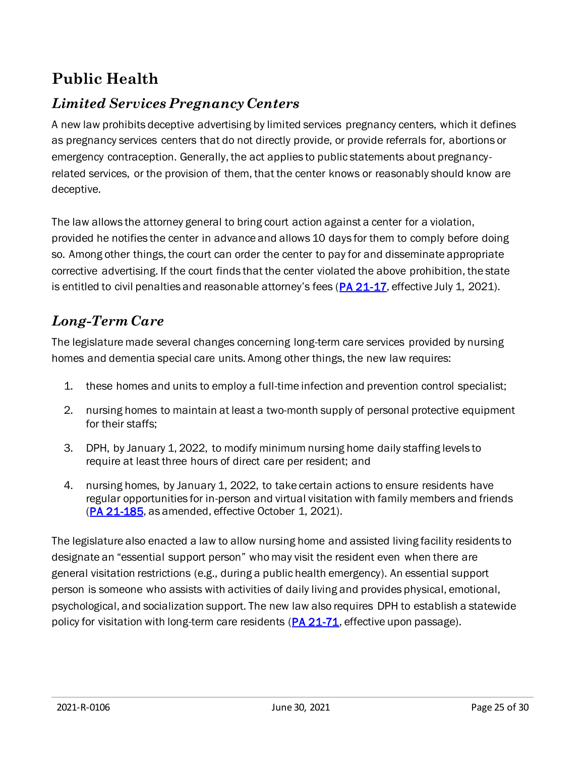# Public Health

## *Limited Services Pregnancy Centers*

A new law prohibits deceptive advertising by limited services pregnancy centers, which it defines as pregnancy services centers that do not directly provide, or provide referrals for, abortions or emergency contraception. Generally, the act applies to public statements about pregnancy-related services, or the provision of them, that the center knows or reasonably should know are deceptive.

The law allows the attorney general to bring court action against a center for a violation, provided he notifies the center in advance and allows 10 days for them to comply before doing so. Among other things, the court can order the center to pay for and disseminate appropriate corrective advertising. If the court finds that the center violated the above prohibition, the state is entitled to civil penalties and reasonable attorney's fees (PA 21-17, effective July 1, 2021).

## *Long-Term Care*

The legislature made several changes concerning long-term care services provided by nursing homes and dementia special care units. Among other things, the new law requires:

1. these homes and units to employ a full-time infection and prevention control specialist;
2. nursing homes to maintain at least a two-month supply of personal protective equipment for their staffs;
3. DPH, by January 1, 2022, to modify minimum nursing home daily staffing levels to require at least three hours of direct care per resident; and
4. nursing homes, by January 1, 2022, to take certain actions to ensure residents have regular opportunities for in-person and virtual visitation with family members and friends (PA 21-185, as amended, effective October 1, 2021).

The legislature also enacted a law to allow nursing home and assisted living facility residents to designate an "essential support person" who may visit the resident even when there are general visitation restrictions (e.g., during a public health emergency). An essential support person is someone who assists with activities of daily living and provides physical, emotional, psychological, and socialization support. The new law also requires DPH to establish a statewide policy for visitation with long-term care residents (PA 21-71, effective upon passage).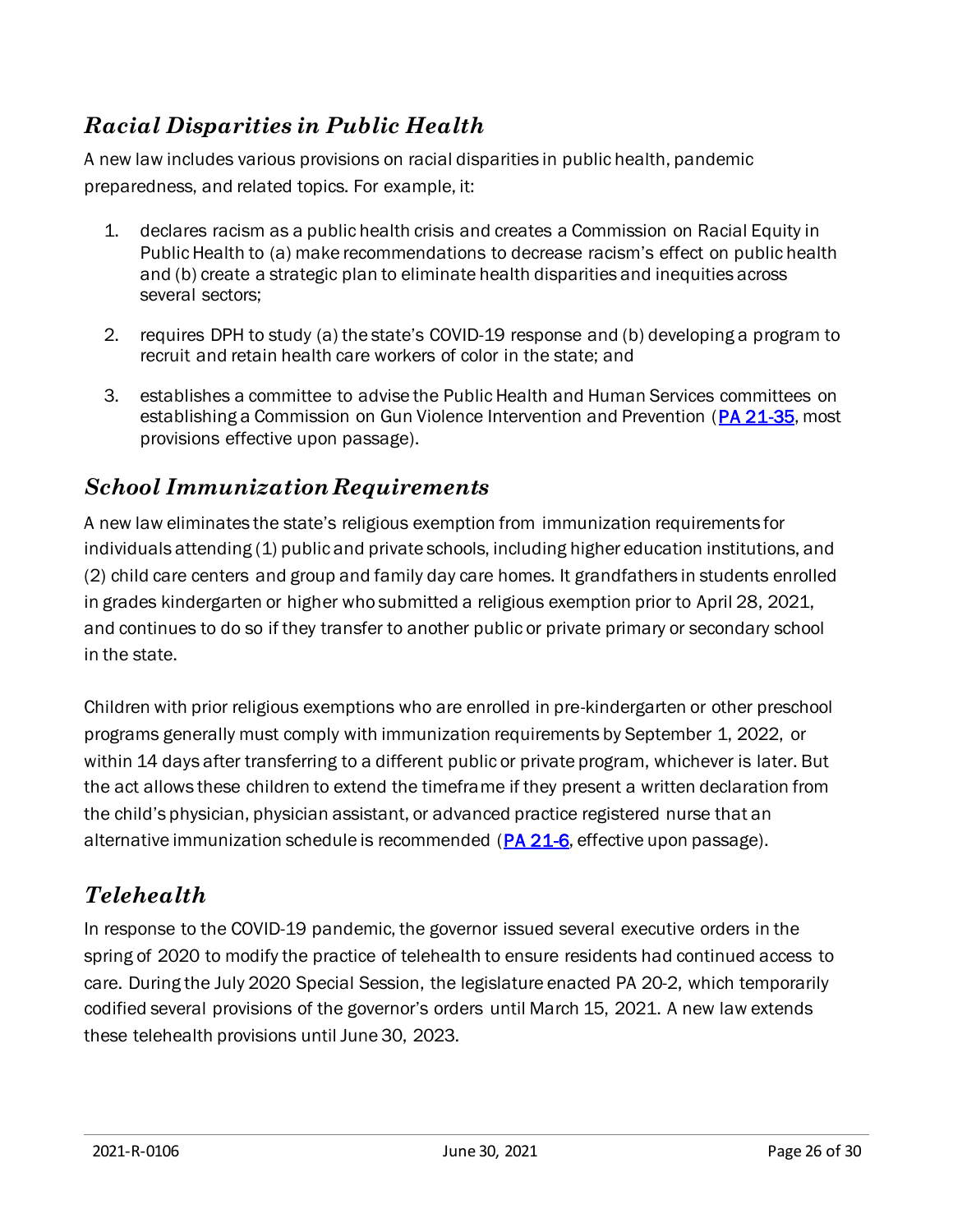## *Racial Disparities in Public Health*

A new law includes various provisions on racial disparities in public health, pandemic preparedness, and related topics. For example, it:

1. declares racism as a public health crisis and creates a Commission on Racial Equity in Public Health to (a) make recommendations to decrease racism's effect on public health and (b) create a strategic plan to eliminate health disparities and inequities across several sectors;

2. requires DPH to study (a) the state's COVID-19 response and (b) developing a program to recruit and retain health care workers of color in the state; and

3. establishes a committee to advise the Public Health and Human Services committees on establishing a Commission on Gun Violence Intervention and Prevention (PA 21-35, most provisions effective upon passage).

## *School Immunization Requirements*

A new law eliminates the state's religious exemption from immunization requirements for individuals attending (1) public and private schools, including higher education institutions, and (2) child care centers and group and family day care homes. It grandfathers in students enrolled in grades kindergarten or higher who submitted a religious exemption prior to April 28, 2021, and continues to do so if they transfer to another public or private primary or secondary school in the state.

Children with prior religious exemptions who are enrolled in pre-kindergarten or other preschool programs generally must comply with immunization requirements by September 1, 2022, or within 14 days after transferring to a different public or private program, whichever is later. But the act allows these children to extend the timeframe if they present a written declaration from the child's physician, physician assistant, or advanced practice registered nurse that an alternative immunization schedule is recommended (PA 21-6, effective upon passage).

## *Telehealth*

In response to the COVID-19 pandemic, the governor issued several executive orders in the spring of 2020 to modify the practice of telehealth to ensure residents had continued access to care. During the July 2020 Special Session, the legislature enacted PA 20-2, which temporarily codified several provisions of the governor's orders until March 15, 2021. A new law extends these telehealth provisions until June 30, 2023.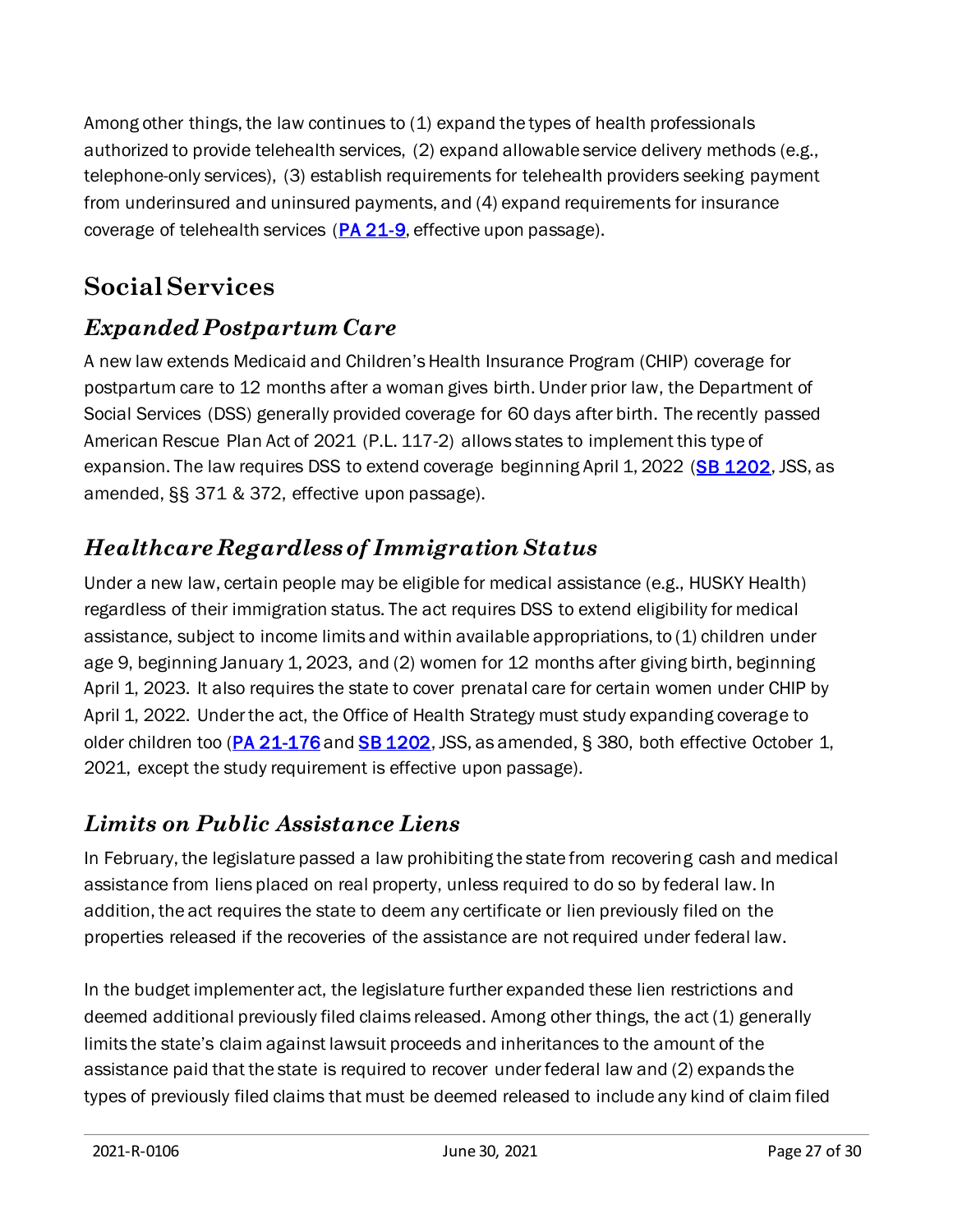Among other things, the law continues to (1) expand the types of health professionals authorized to provide telehealth services, (2) expand allowable service delivery methods (e.g., telephone-only services), (3) establish requirements for telehealth providers seeking payment from underinsured and uninsured payments, and (4) expand requirements for insurance coverage of telehealth services (**PA 21-9**, effective upon passage).

## Social Services

### *Expanded Postpartum Care*

A new law extends Medicaid and Children's Health Insurance Program (CHIP) coverage for postpartum care to 12 months after a woman gives birth. Under prior law, the Department of Social Services (DSS) generally provided coverage for 60 days after birth. The recently passed American Rescue Plan Act of 2021 (P.L. 117-2) allows states to implement this type of expansion. The law requires DSS to extend coverage beginning April 1, 2022 (**SB 1202**, JSS, as amended, §§ 371 & 372, effective upon passage).

### *Healthcare Regardless of Immigration Status*

Under a new law, certain people may be eligible for medical assistance (e.g., HUSKY Health) regardless of their immigration status. The act requires DSS to extend eligibility for medical assistance, subject to income limits and within available appropriations, to (1) children under age 9, beginning January 1, 2023, and (2) women for 12 months after giving birth, beginning April 1, 2023. It also requires the state to cover prenatal care for certain women under CHIP by April 1, 2022. Under the act, the Office of Health Strategy must study expanding coverage to older children too (**PA 21-176** and **SB 1202**, JSS, as amended, § 380, both effective October 1, 2021, except the study requirement is effective upon passage).

### *Limits on Public Assistance Liens*

In February, the legislature passed a law prohibiting the state from recovering cash and medical assistance from liens placed on real property, unless required to do so by federal law. In addition, the act requires the state to deem any certificate or lien previously filed on the properties released if the recoveries of the assistance are not required under federal law.

In the budget implementer act, the legislature further expanded these lien restrictions and deemed additional previously filed claims released. Among other things, the act (1) generally limits the state's claim against lawsuit proceeds and inheritances to the amount of the assistance paid that the state is required to recover under federal law and (2) expands the types of previously filed claims that must be deemed released to include any kind of claim filed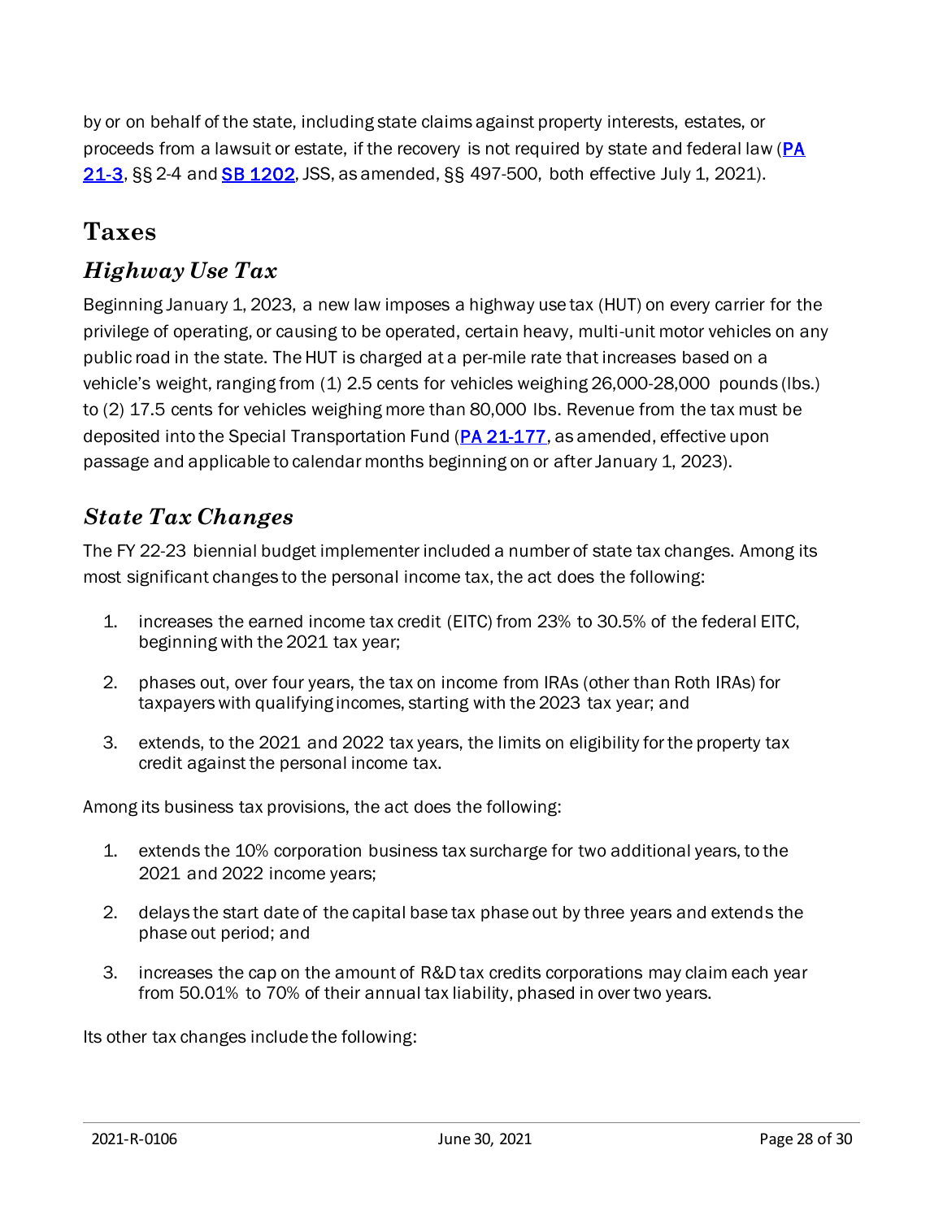by or on behalf of the state, including state claims against property interests, estates, or proceeds from a lawsuit or estate, if the recovery is not required by state and federal law (PA 21-3, §§ 2-4 and SB 1202, JSS, as amended, §§ 497-500, both effective July 1, 2021).

# Taxes

## *Highway Use Tax*

Beginning January 1, 2023, a new law imposes a highway use tax (HUT) on every carrier for the privilege of operating, or causing to be operated, certain heavy, multi-unit motor vehicles on any public road in the state. The HUT is charged at a per-mile rate that increases based on a vehicle's weight, ranging from (1) 2.5 cents for vehicles weighing 26,000-28,000 pounds (lbs.) to (2) 17.5 cents for vehicles weighing more than 80,000 lbs. Revenue from the tax must be deposited into the Special Transportation Fund (PA 21-177, as amended, effective upon passage and applicable to calendar months beginning on or after January 1, 2023).

## *State Tax Changes*

The FY 22-23 biennial budget implementer included a number of state tax changes. Among its most significant changes to the personal income tax, the act does the following:

1. increases the earned income tax credit (EITC) from 23% to 30.5% of the federal EITC, beginning with the 2021 tax year;
2. phases out, over four years, the tax on income from IRAs (other than Roth IRAs) for taxpayers with qualifying incomes, starting with the 2023 tax year; and
3. extends, to the 2021 and 2022 tax years, the limits on eligibility for the property tax credit against the personal income tax.

Among its business tax provisions, the act does the following:

1. extends the 10% corporation business tax surcharge for two additional years, to the 2021 and 2022 income years;
2. delays the start date of the capital base tax phase out by three years and extends the phase out period; and
3. increases the cap on the amount of R&D tax credits corporations may claim each year from 50.01% to 70% of their annual tax liability, phased in over two years.

Its other tax changes include the following: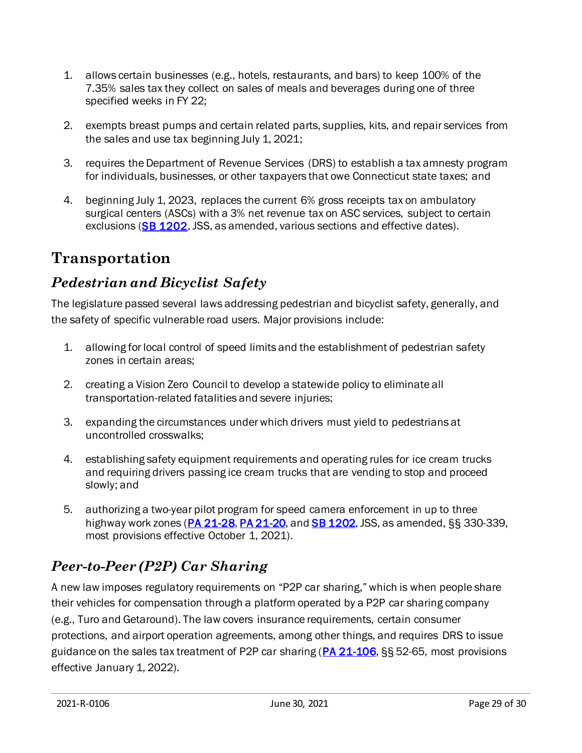1. allows certain businesses (e.g., hotels, restaurants, and bars) to keep 100% of the 7.35% sales tax they collect on sales of meals and beverages during one of three specified weeks in FY 22;

2. exempts breast pumps and certain related parts, supplies, kits, and repair services from the sales and use tax beginning July 1, 2021;

3. requires the Department of Revenue Services (DRS) to establish a tax amnesty program for individuals, businesses, or other taxpayers that owe Connecticut state taxes; and

4. beginning July 1, 2023, replaces the current 6% gross receipts tax on ambulatory surgical centers (ASCs) with a 3% net revenue tax on ASC services, subject to certain exclusions (SB 1202, JSS, as amended, various sections and effective dates).

# Transportation

## *Pedestrian and Bicyclist Safety*

The legislature passed several laws addressing pedestrian and bicyclist safety, generally, and the safety of specific vulnerable road users. Major provisions include:

1. allowing for local control of speed limits and the establishment of pedestrian safety zones in certain areas;

2. creating a Vision Zero Council to develop a statewide policy to eliminate all transportation-related fatalities and severe injuries;

3. expanding the circumstances under which drivers must yield to pedestrians at uncontrolled crosswalks;

4. establishing safety equipment requirements and operating rules for ice cream trucks and requiring drivers passing ice cream trucks that are vending to stop and proceed slowly; and

5. authorizing a two-year pilot program for speed camera enforcement in up to three highway work zones (PA 21-28, PA 21-20, and SB 1202, JSS, as amended, §§ 330-339, most provisions effective October 1, 2021).

## *Peer-to-Peer (P2P) Car Sharing*

A new law imposes regulatory requirements on "P2P car sharing," which is when people share their vehicles for compensation through a platform operated by a P2P car sharing company (e.g., Turo and Getaround). The law covers insurance requirements, certain consumer protections, and airport operation agreements, among other things, and requires DRS to issue guidance on the sales tax treatment of P2P car sharing (PA 21-106, §§ 52-65, most provisions effective January 1, 2022).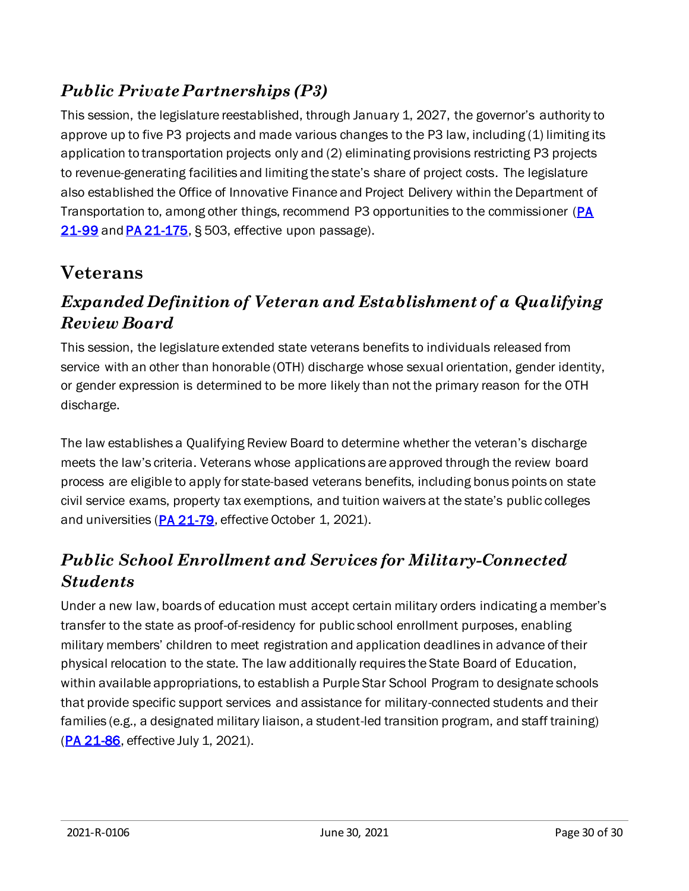### *Public Private Partnerships (P3)*

This session, the legislature reestablished, through January 1, 2027, the governor's authority to approve up to five P3 projects and made various changes to the P3 law, including (1) limiting its application to transportation projects only and (2) eliminating provisions restricting P3 projects to revenue-generating facilities and limiting the state's share of project costs. The legislature also established the Office of Innovative Finance and Project Delivery within the Department of Transportation to, among other things, recommend P3 opportunities to the commissioner (PA 21-99 and PA 21-175, § 503, effective upon passage).

## Veterans

### *Expanded Definition of Veteran and Establishment of a Qualifying Review Board*

This session, the legislature extended state veterans benefits to individuals released from service with an other than honorable (OTH) discharge whose sexual orientation, gender identity, or gender expression is determined to be more likely than not the primary reason for the OTH discharge.

The law establishes a Qualifying Review Board to determine whether the veteran's discharge meets the law's criteria. Veterans whose applications are approved through the review board process are eligible to apply for state-based veterans benefits, including bonus points on state civil service exams, property tax exemptions, and tuition waivers at the state's public colleges and universities (PA 21-79, effective October 1, 2021).

### *Public School Enrollment and Services for Military-Connected Students*

Under a new law, boards of education must accept certain military orders indicating a member's transfer to the state as proof-of-residency for public school enrollment purposes, enabling military members' children to meet registration and application deadlines in advance of their physical relocation to the state. The law additionally requires the State Board of Education, within available appropriations, to establish a Purple Star School Program to designate schools that provide specific support services and assistance for military-connected students and their families (e.g., a designated military liaison, a student-led transition program, and staff training) (PA 21-86, effective July 1, 2021).